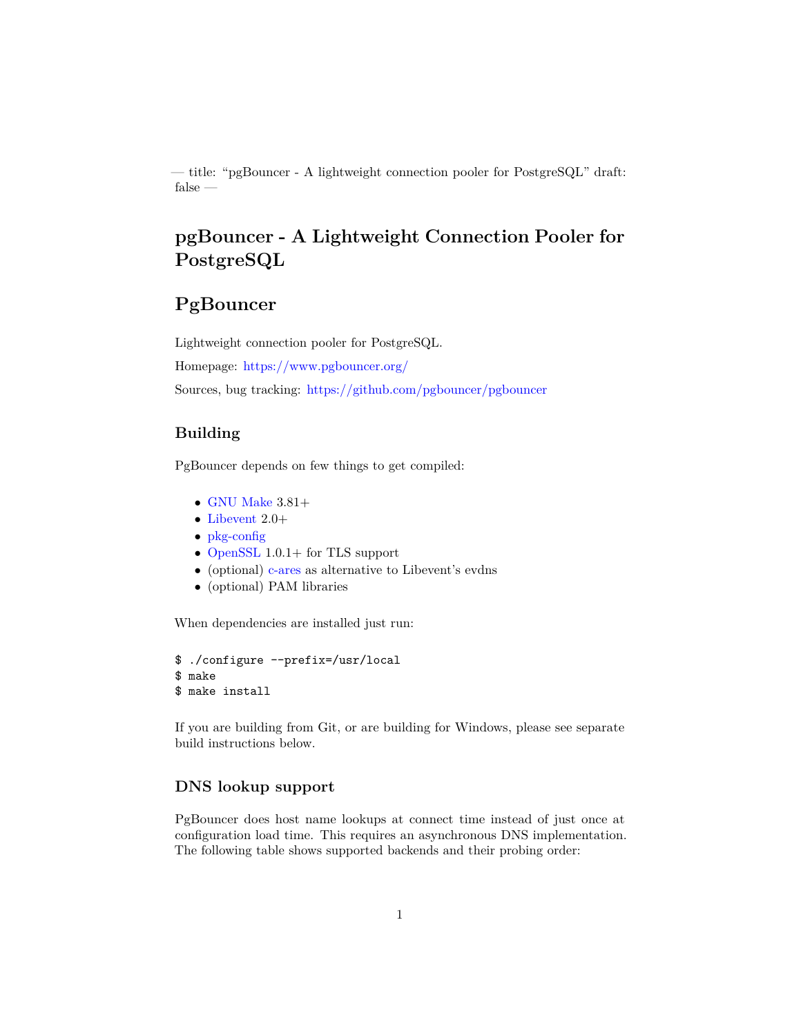— title: "pgBouncer - A lightweight connection pooler for PostgreSQL" draft: false —

# pgBouncer - A Lightweight Connection Pooler for PostgreSQL

# PgBouncer

Lightweight connection pooler for PostgreSQL.

Homepage: https://www.pgbouncer.org/

Sources, bug tracking: https://github.com/pgbouncer/pgbouncer

## Building

PgBouncer depends on few things to get compiled:

- GNU Make 3.81+
- Libevent 2.0+
- pkg-config
- OpenSSL 1.0.1+ for TLS support
- (optional) c-ares as alternative to Libevent's evdns
- (optional) PAM libraries

When dependencies are installed just run:

```
$ ./configure --prefix=/usr/local
$ make
$ make install
```

If you are building from Git, or are building for Windows, please see separate build instructions below.

## DNS lookup support

PgBouncer does host name lookups at connect time instead of just once at configuration load time. This requires an asynchronous DNS implementation. The following table shows supported backends and their probing order: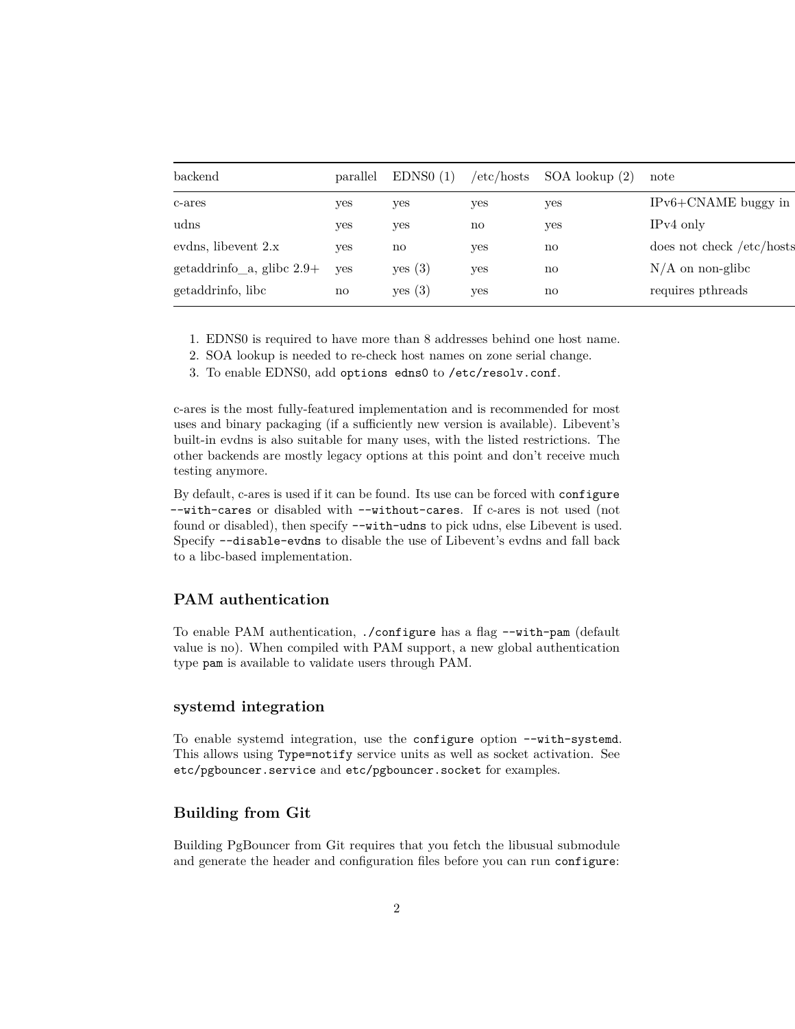| backend | parallel | EDNS0 (1) | /etc/hosts | SOA lookup (2) | note |
| --- | --- | --- | --- | --- | --- |
| c-ares | yes | yes | yes | yes | IPv6+CNAME buggy in |
| udns | yes | yes | no | yes | IPv4 only |
| evdns, libevent 2.x | yes | no | yes | no | does not check /etc/hosts |
| getaddrinfo_a, glibc 2.9+ | yes | yes (3) | yes | no | N/A on non-glibc |
| getaddrinfo, libc | no | yes (3) | yes | no | requires pthreads |

1. EDNS0 is required to have more than 8 addresses behind one host name.
2. SOA lookup is needed to re-check host names on zone serial change.
3. To enable EDNS0, add `options edns0` to `/etc/resolv.conf`.

c-ares is the most fully-featured implementation and is recommended for most uses and binary packaging (if a sufficiently new version is available). Libevent's built-in evdns is also suitable for many uses, with the listed restrictions. The other backends are mostly legacy options at this point and don't receive much testing anymore.

By default, c-ares is used if it can be found. Its use can be forced with `configure --with-cares` or disabled with `--without-cares`. If c-ares is not used (not found or disabled), then specify `--with-udns` to pick udns, else Libevent is used. Specify `--disable-evdns` to disable the use of Libevent's evdns and fall back to a libc-based implementation.

### PAM authentication

To enable PAM authentication, `./configure` has a flag `--with-pam` (default value is no). When compiled with PAM support, a new global authentication type `pam` is available to validate users through PAM.

### systemd integration

To enable systemd integration, use the `configure` option `--with-systemd`. This allows using `Type=notify` service units as well as socket activation. See `etc/pgbouncer.service` and `etc/pgbouncer.socket` for examples.

### Building from Git

Building PgBouncer from Git requires that you fetch the libusual submodule and generate the header and configuration files before you can run `configure`: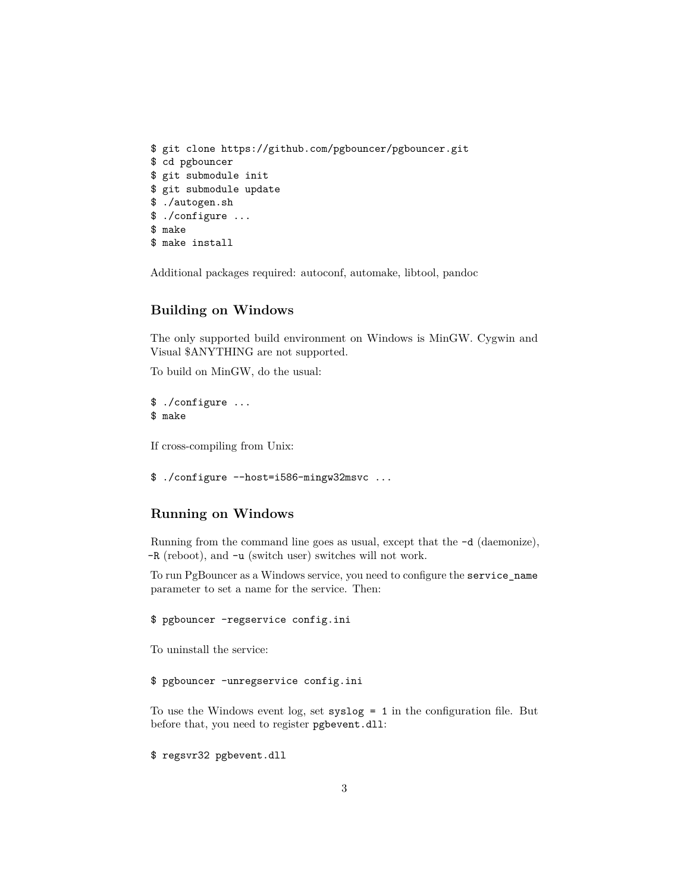```
$ git clone https://github.com/pgbouncer/pgbouncer.git
$ cd pgbouncer
$ git submodule init
$ git submodule update
$ ./autogen.sh
$ ./configure ...
$ make
$ make install
```

Additional packages required: autoconf, automake, libtool, pandoc

### Building on Windows

The only supported build environment on Windows is MinGW. Cygwin and Visual $ANYTHING are not supported.

To build on MinGW, do the usual:

```
$ ./configure ...
$ make
```

If cross-compiling from Unix:

```
$ ./configure --host=i586-mingw32msvc ...
```

### Running on Windows

Running from the command line goes as usual, except that the `-d` (daemonize), `-R` (reboot), and `-u` (switch user) switches will not work.

To run PgBouncer as a Windows service, you need to configure the `service_name` parameter to set a name for the service. Then:

```
$ pgbouncer -regservice config.ini
```

To uninstall the service:

```
$ pgbouncer -unregservice config.ini
```

To use the Windows event log, set `syslog = 1` in the configuration file. But before that, you need to register `pgbevent.dll`:

```
$ regsvr32 pgbevent.dll
```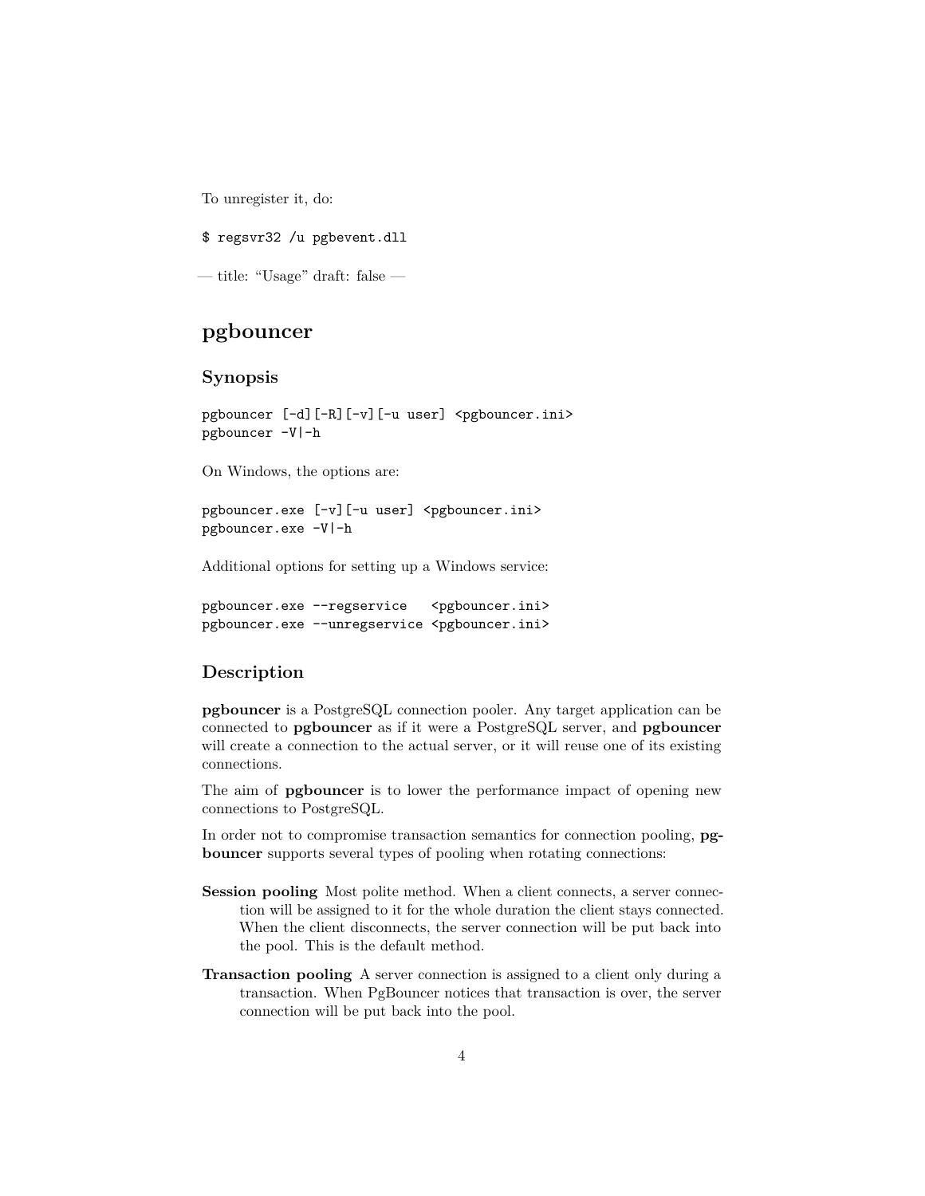To unregister it, do:

```
$ regsvr32 /u pgbevent.dll
```

— title: "Usage" draft: false —

# pgbouncer

## Synopsis

```
pgbouncer [-d][-R][-v][-u user] <pgbouncer.ini>
pgbouncer -V|-h
```

On Windows, the options are:

```
pgbouncer.exe [-v][-u user] <pgbouncer.ini>
pgbouncer.exe -V|-h
```

Additional options for setting up a Windows service:

```
pgbouncer.exe --regservice   <pgbouncer.ini>
pgbouncer.exe --unregservice <pgbouncer.ini>
```

## Description

**pgbouncer** is a PostgreSQL connection pooler. Any target application can be connected to **pgbouncer** as if it were a PostgreSQL server, and **pgbouncer** will create a connection to the actual server, or it will reuse one of its existing connections.

The aim of **pgbouncer** is to lower the performance impact of opening new connections to PostgreSQL.

In order not to compromise transaction semantics for connection pooling, **pgbouncer** supports several types of pooling when rotating connections:

**Session pooling** Most polite method. When a client connects, a server connection will be assigned to it for the whole duration the client stays connected. When the client disconnects, the server connection will be put back into the pool. This is the default method.

**Transaction pooling** A server connection is assigned to a client only during a transaction. When PgBouncer notices that transaction is over, the server connection will be put back into the pool.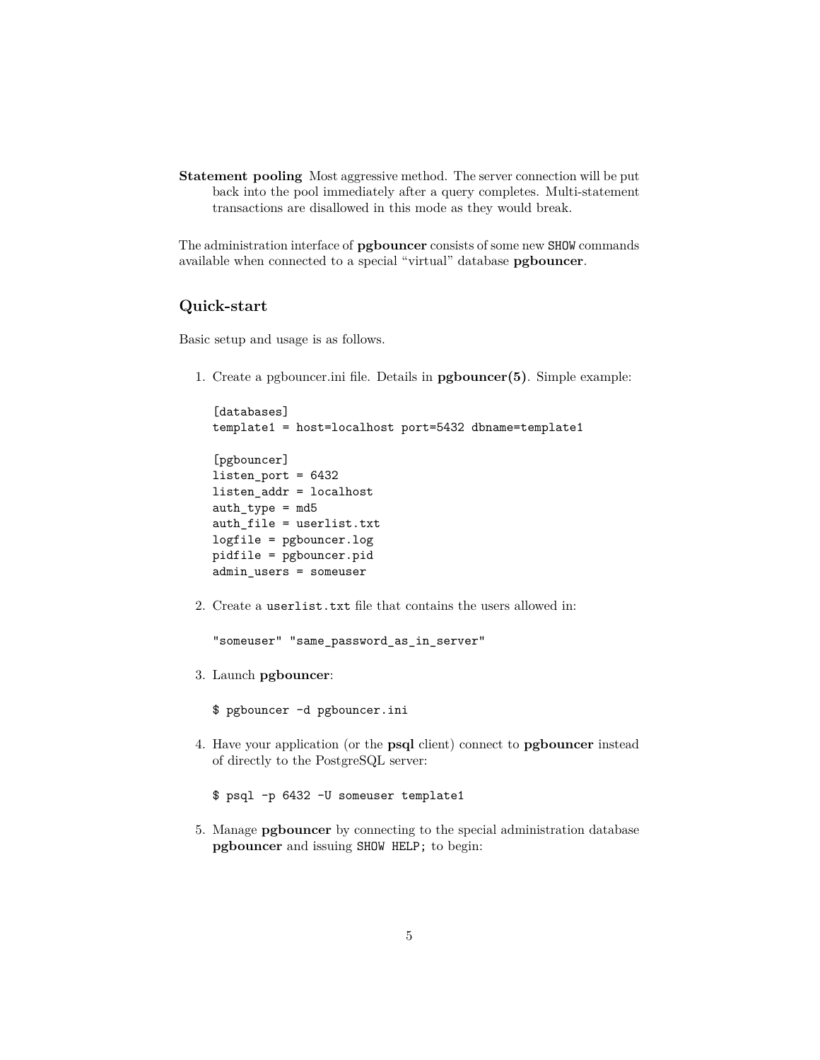**Statement pooling** Most aggressive method. The server connection will be put back into the pool immediately after a query completes. Multi-statement transactions are disallowed in this mode as they would break.

The administration interface of **pgbouncer** consists of some new `SHOW` commands available when connected to a special "virtual" database **pgbouncer**.

## Quick-start

Basic setup and usage is as follows.

1. Create a pgbouncer.ini file. Details in **pgbouncer(5)**. Simple example:

   ```
   [databases]
   template1 = host=localhost port=5432 dbname=template1

   [pgbouncer]
   listen_port = 6432
   listen_addr = localhost
   auth_type = md5
   auth_file = userlist.txt
   logfile = pgbouncer.log
   pidfile = pgbouncer.pid
   admin_users = someuser
   ```

2. Create a `userlist.txt` file that contains the users allowed in:

   ```
   "someuser" "same_password_as_in_server"
   ```

3. Launch **pgbouncer**:

   ```
   $ pgbouncer -d pgbouncer.ini
   ```

4. Have your application (or the **psql** client) connect to **pgbouncer** instead of directly to the PostgreSQL server:

   ```
   $ psql -p 6432 -U someuser template1
   ```

5. Manage **pgbouncer** by connecting to the special administration database **pgbouncer** and issuing `SHOW HELP;` to begin: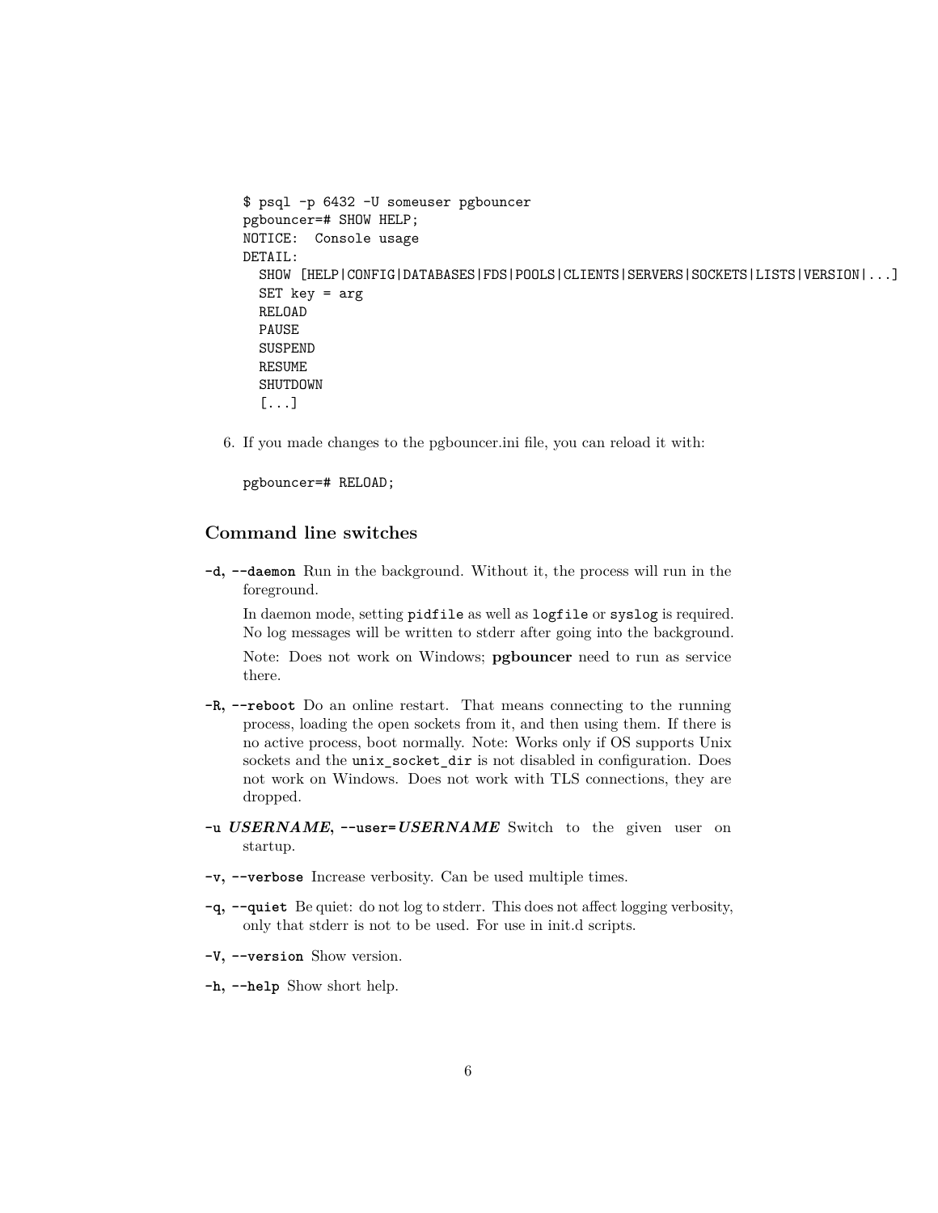```
$ psql -p 6432 -U someuser pgbouncer
pgbouncer=# SHOW HELP;
NOTICE:  Console usage
DETAIL:
  SHOW [HELP|CONFIG|DATABASES|FDS|POOLS|CLIENTS|SERVERS|SOCKETS|LISTS|VERSION|...]
  SET key = arg
  RELOAD
  PAUSE
  SUSPEND
  RESUME
  SHUTDOWN
  [...]
```

6. If you made changes to the pgbouncer.ini file, you can reload it with:

```
pgbouncer=# RELOAD;
```

## Command line switches

**-d, --daemon** Run in the background. Without it, the process will run in the foreground.

In daemon mode, setting `pidfile` as well as `logfile` or `syslog` is required. No log messages will be written to stderr after going into the background.

Note: Does not work on Windows; **pgbouncer** need to run as service there.

**-R, --reboot** Do an online restart. That means connecting to the running process, loading the open sockets from it, and then using them. If there is no active process, boot normally. Note: Works only if OS supports Unix sockets and the `unix_socket_dir` is not disabled in configuration. Does not work on Windows. Does not work with TLS connections, they are dropped.

**-u *USERNAME*, --user=*USERNAME*** Switch to the given user on startup.

**-v, --verbose** Increase verbosity. Can be used multiple times.

**-q, --quiet** Be quiet: do not log to stderr. This does not affect logging verbosity, only that stderr is not to be used. For use in init.d scripts.

**-V, --version** Show version.

**-h, --help** Show short help.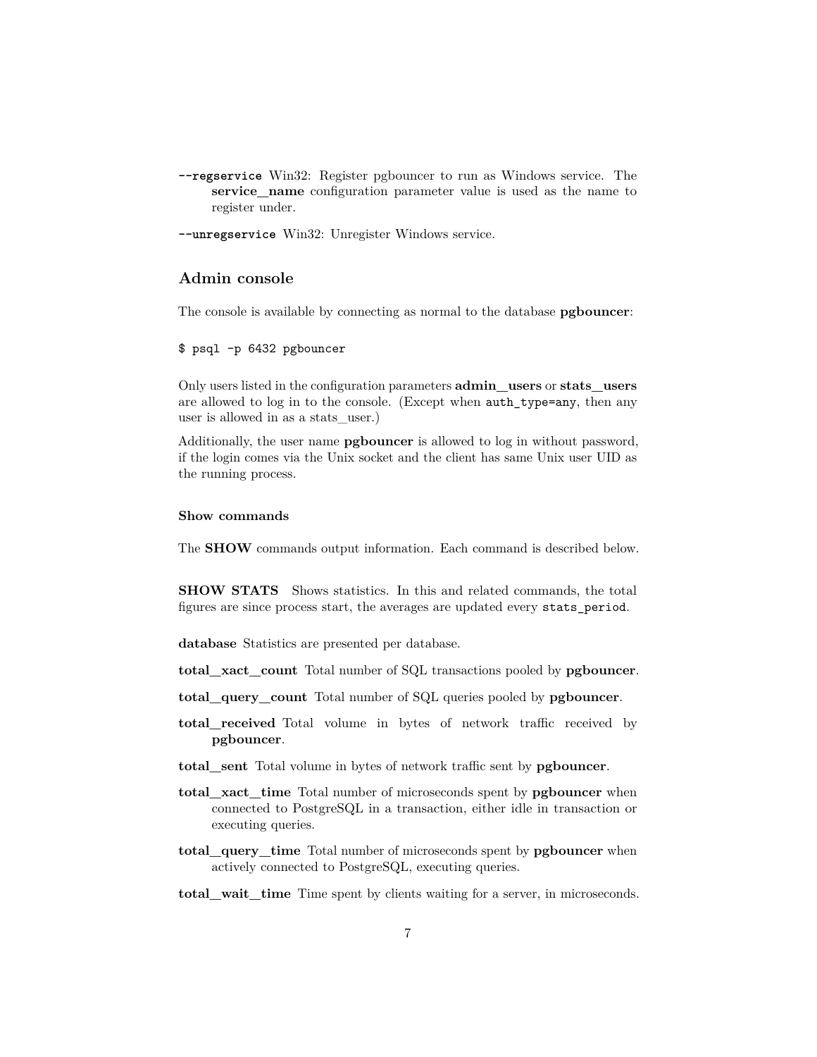**`--regservice`** Win32: Register pgbouncer to run as Windows service. The **service_name** configuration parameter value is used as the name to register under.

**`--unregservice`** Win32: Unregister Windows service.

## Admin console

The console is available by connecting as normal to the database **pgbouncer**:

```
$ psql -p 6432 pgbouncer
```

Only users listed in the configuration parameters **admin_users** or **stats_users** are allowed to log in to the console. (Except when `auth_type=any`, then any user is allowed in as a stats_user.)

Additionally, the user name **pgbouncer** is allowed to log in without password, if the login comes via the Unix socket and the client has same Unix user UID as the running process.

### Show commands

The **SHOW** commands output information. Each command is described below.

**SHOW STATS** Shows statistics. In this and related commands, the total figures are since process start, the averages are updated every `stats_period`.

**database** Statistics are presented per database.

**total_xact_count** Total number of SQL transactions pooled by **pgbouncer**.

**total_query_count** Total number of SQL queries pooled by **pgbouncer**.

**total_received** Total volume in bytes of network traffic received by **pgbouncer**.

**total_sent** Total volume in bytes of network traffic sent by **pgbouncer**.

**total_xact_time** Total number of microseconds spent by **pgbouncer** when connected to PostgreSQL in a transaction, either idle in transaction or executing queries.

**total_query_time** Total number of microseconds spent by **pgbouncer** when actively connected to PostgreSQL, executing queries.

**total_wait_time** Time spent by clients waiting for a server, in microseconds.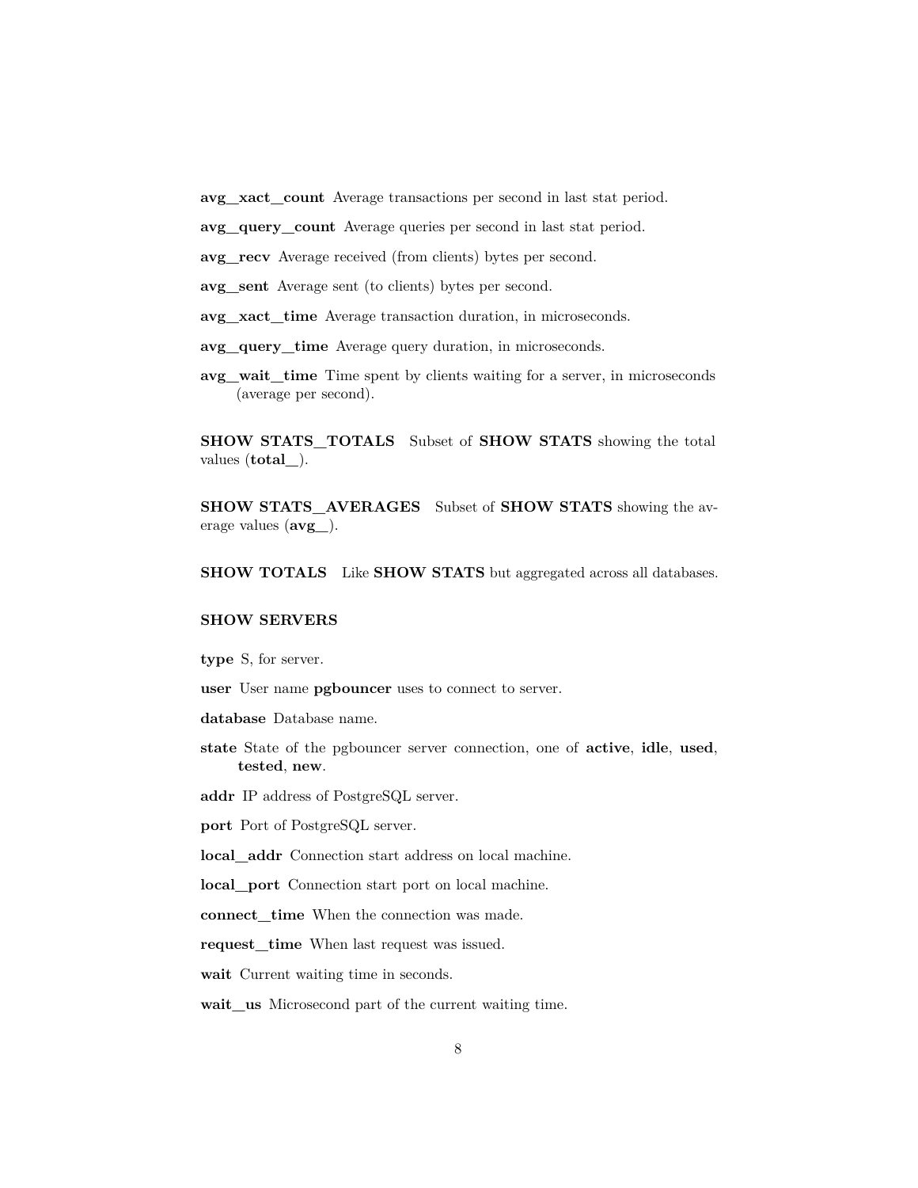**avg_xact_count** Average transactions per second in last stat period.

**avg_query_count** Average queries per second in last stat period.

**avg_recv** Average received (from clients) bytes per second.

**avg_sent** Average sent (to clients) bytes per second.

**avg_xact_time** Average transaction duration, in microseconds.

**avg_query_time** Average query duration, in microseconds.

**avg_wait_time** Time spent by clients waiting for a server, in microseconds (average per second).

**SHOW STATS_TOTALS** Subset of **SHOW STATS** showing the total values (**total_**).

**SHOW STATS_AVERAGES** Subset of **SHOW STATS** showing the average values (**avg_**).

**SHOW TOTALS** Like **SHOW STATS** but aggregated across all databases.

### SHOW SERVERS

**type** S, for server.

**user** User name **pgbouncer** uses to connect to server.

**database** Database name.

**state** State of the pgbouncer server connection, one of **active**, **idle**, **used**, **tested**, **new**.

**addr** IP address of PostgreSQL server.

**port** Port of PostgreSQL server.

**local_addr** Connection start address on local machine.

**local_port** Connection start port on local machine.

**connect_time** When the connection was made.

**request_time** When last request was issued.

**wait** Current waiting time in seconds.

**wait_us** Microsecond part of the current waiting time.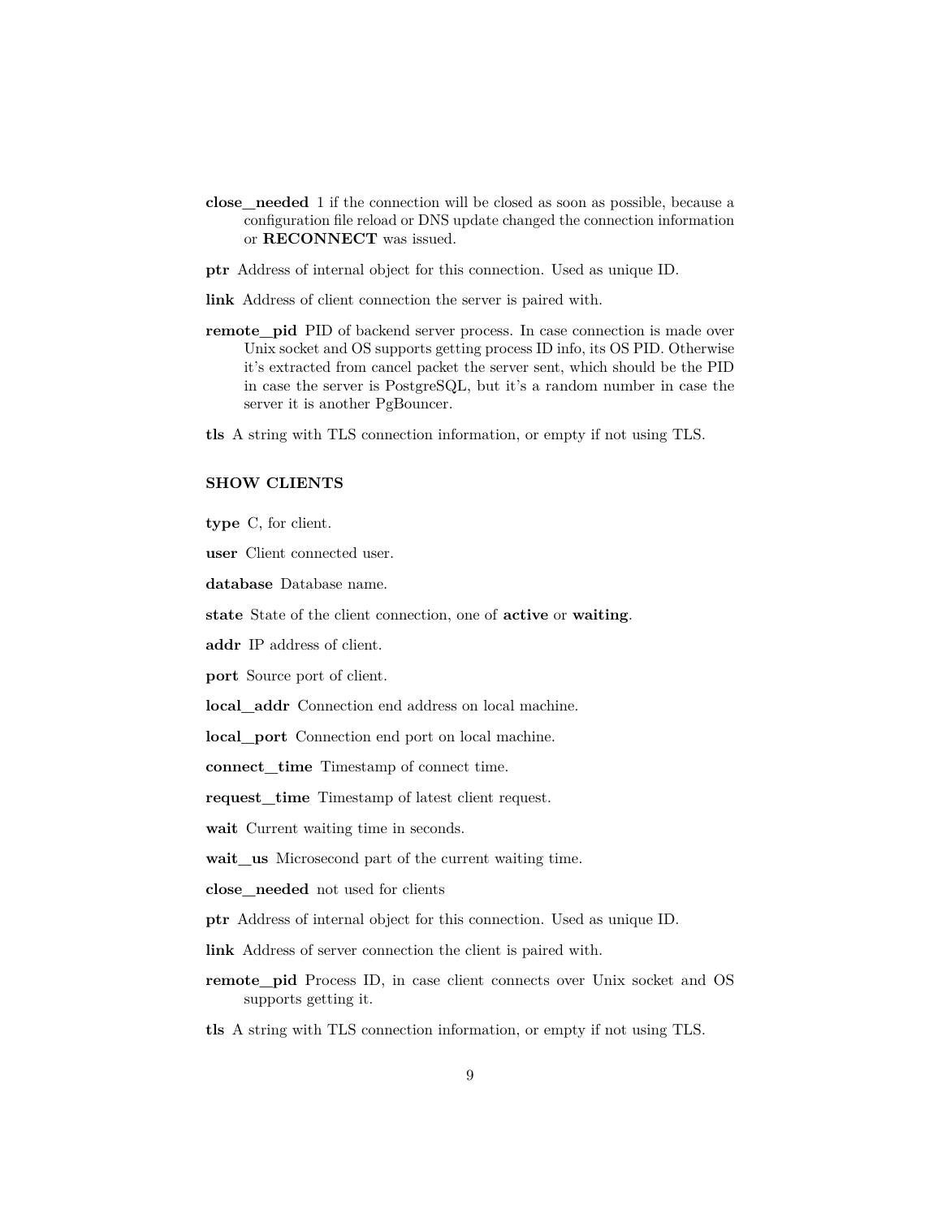**close_needed** 1 if the connection will be closed as soon as possible, because a configuration file reload or DNS update changed the connection information or **RECONNECT** was issued.

**ptr** Address of internal object for this connection. Used as unique ID.

**link** Address of client connection the server is paired with.

**remote_pid** PID of backend server process. In case connection is made over Unix socket and OS supports getting process ID info, its OS PID. Otherwise it's extracted from cancel packet the server sent, which should be the PID in case the server is PostgreSQL, but it's a random number in case the server it is another PgBouncer.

**tls** A string with TLS connection information, or empty if not using TLS.

### SHOW CLIENTS

**type** C, for client.

**user** Client connected user.

**database** Database name.

**state** State of the client connection, one of **active** or **waiting**.

**addr** IP address of client.

**port** Source port of client.

**local_addr** Connection end address on local machine.

**local_port** Connection end port on local machine.

**connect_time** Timestamp of connect time.

**request_time** Timestamp of latest client request.

**wait** Current waiting time in seconds.

**wait_us** Microsecond part of the current waiting time.

**close_needed** not used for clients

**ptr** Address of internal object for this connection. Used as unique ID.

**link** Address of server connection the client is paired with.

**remote_pid** Process ID, in case client connects over Unix socket and OS supports getting it.

**tls** A string with TLS connection information, or empty if not using TLS.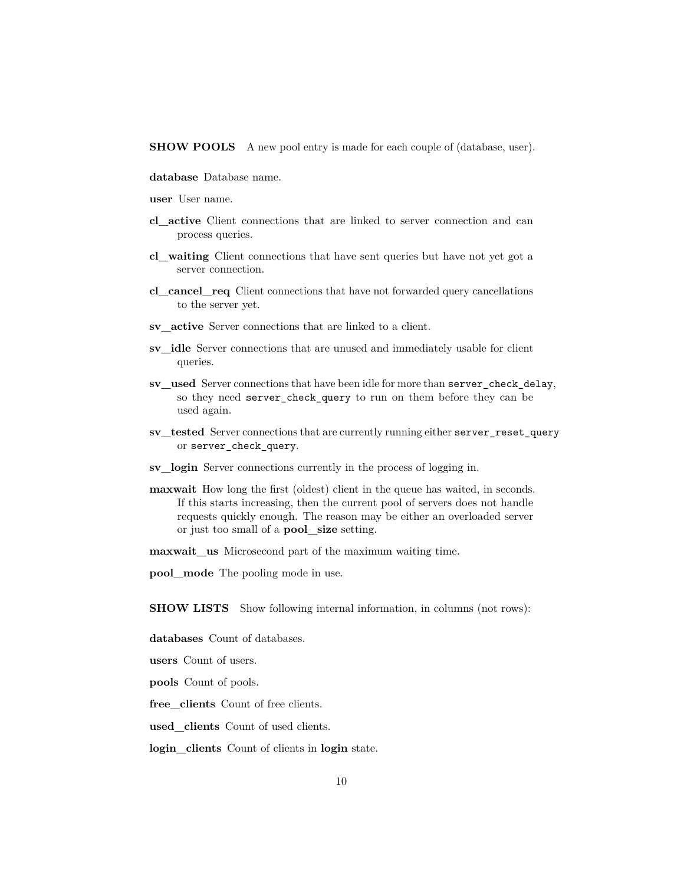**SHOW POOLS** A new pool entry is made for each couple of (database, user).

**database** Database name.

**user** User name.

**cl_active** Client connections that are linked to server connection and can process queries.

**cl_waiting** Client connections that have sent queries but have not yet got a server connection.

**cl_cancel_req** Client connections that have not forwarded query cancellations to the server yet.

**sv_active** Server connections that are linked to a client.

**sv_idle** Server connections that are unused and immediately usable for client queries.

**sv_used** Server connections that have been idle for more than `server_check_delay`, so they need `server_check_query` to run on them before they can be used again.

**sv_tested** Server connections that are currently running either `server_reset_query` or `server_check_query`.

**sv_login** Server connections currently in the process of logging in.

**maxwait** How long the first (oldest) client in the queue has waited, in seconds. If this starts increasing, then the current pool of servers does not handle requests quickly enough. The reason may be either an overloaded server or just too small of a **pool_size** setting.

**maxwait_us** Microsecond part of the maximum waiting time.

**pool_mode** The pooling mode in use.

**SHOW LISTS** Show following internal information, in columns (not rows):

**databases** Count of databases.

**users** Count of users.

**pools** Count of pools.

**free_clients** Count of free clients.

**used_clients** Count of used clients.

**login_clients** Count of clients in **login** state.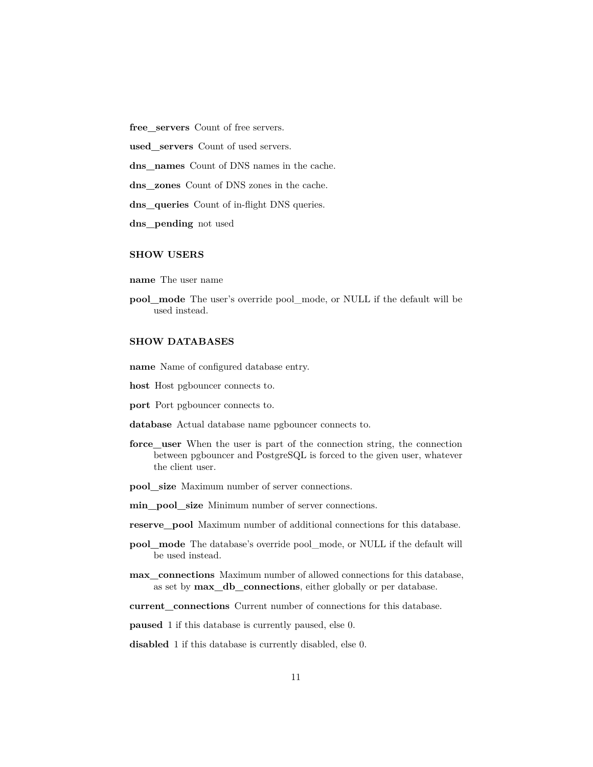**free_servers** Count of free servers.

**used_servers** Count of used servers.

**dns_names** Count of DNS names in the cache.

**dns_zones** Count of DNS zones in the cache.

**dns_queries** Count of in-flight DNS queries.

**dns_pending** not used

### SHOW USERS

**name** The user name

**pool_mode** The user's override pool_mode, or NULL if the default will be used instead.

### SHOW DATABASES

**name** Name of configured database entry.

**host** Host pgbouncer connects to.

**port** Port pgbouncer connects to.

**database** Actual database name pgbouncer connects to.

**force_user** When the user is part of the connection string, the connection between pgbouncer and PostgreSQL is forced to the given user, whatever the client user.

**pool_size** Maximum number of server connections.

**min_pool_size** Minimum number of server connections.

**reserve_pool** Maximum number of additional connections for this database.

**pool_mode** The database's override pool_mode, or NULL if the default will be used instead.

**max_connections** Maximum number of allowed connections for this database, as set by **max_db_connections**, either globally or per database.

**current_connections** Current number of connections for this database.

**paused** 1 if this database is currently paused, else 0.

**disabled** 1 if this database is currently disabled, else 0.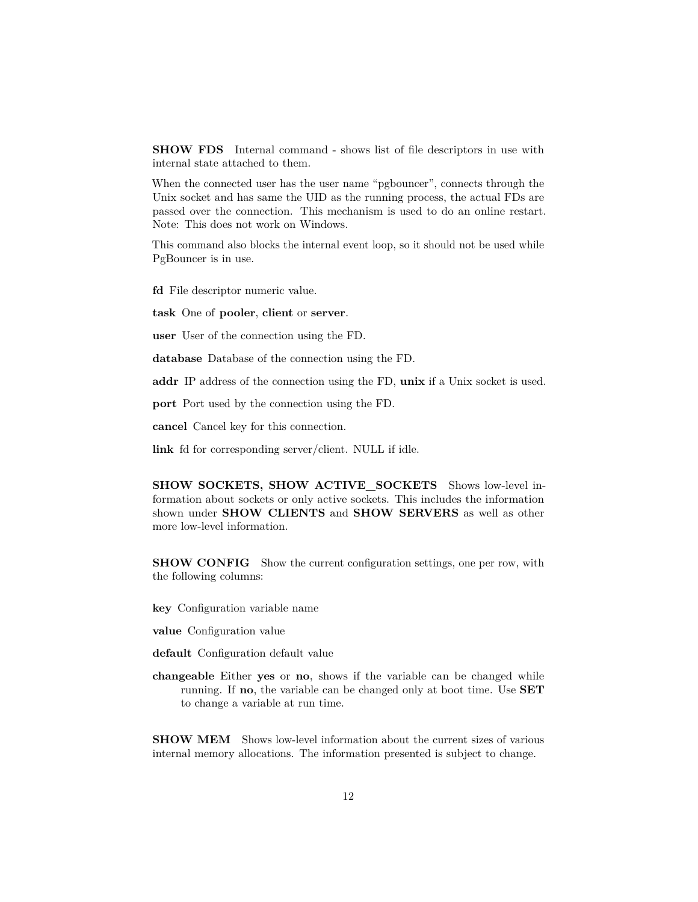**SHOW FDS** Internal command - shows list of file descriptors in use with internal state attached to them.

When the connected user has the user name "pgbouncer", connects through the Unix socket and has same the UID as the running process, the actual FDs are passed over the connection. This mechanism is used to do an online restart. Note: This does not work on Windows.

This command also blocks the internal event loop, so it should not be used while PgBouncer is in use.

**fd** File descriptor numeric value.

**task** One of **pooler**, **client** or **server**.

**user** User of the connection using the FD.

**database** Database of the connection using the FD.

**addr** IP address of the connection using the FD, **unix** if a Unix socket is used.

**port** Port used by the connection using the FD.

**cancel** Cancel key for this connection.

**link** fd for corresponding server/client. NULL if idle.

**SHOW SOCKETS, SHOW ACTIVE_SOCKETS** Shows low-level information about sockets or only active sockets. This includes the information shown under **SHOW CLIENTS** and **SHOW SERVERS** as well as other more low-level information.

**SHOW CONFIG** Show the current configuration settings, one per row, with the following columns:

**key** Configuration variable name

**value** Configuration value

**default** Configuration default value

**changeable** Either **yes** or **no**, shows if the variable can be changed while running. If **no**, the variable can be changed only at boot time. Use **SET** to change a variable at run time.

**SHOW MEM** Shows low-level information about the current sizes of various internal memory allocations. The information presented is subject to change.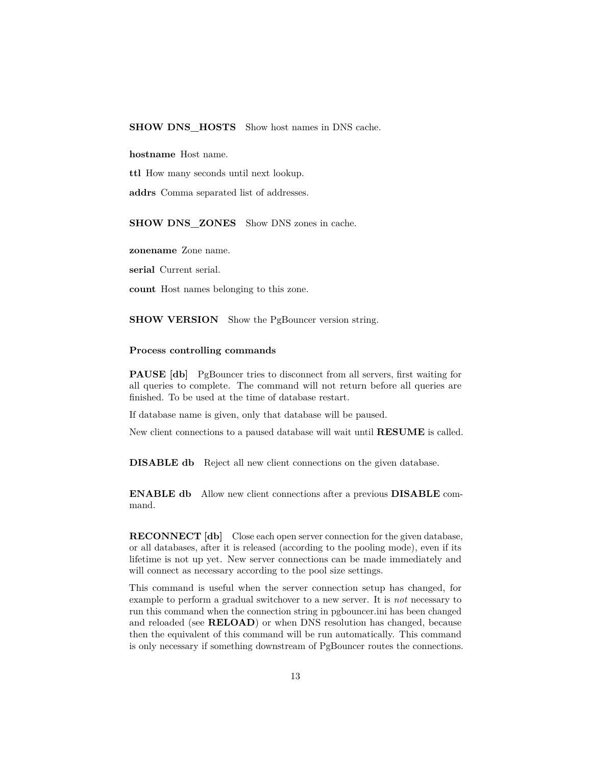#### SHOW DNS_HOSTS

Show host names in DNS cache.

**hostname** Host name.

**ttl** How many seconds until next lookup.

**addrs** Comma separated list of addresses.

#### SHOW DNS_ZONES

Show DNS zones in cache.

**zonename** Zone name.

**serial** Current serial.

**count** Host names belonging to this zone.

#### SHOW VERSION

Show the PgBouncer version string.

### Process controlling commands

#### PAUSE [db]

PgBouncer tries to disconnect from all servers, first waiting for all queries to complete. The command will not return before all queries are finished. To be used at the time of database restart.

If database name is given, only that database will be paused.

New client connections to a paused database will wait until **RESUME** is called.

#### DISABLE db

Reject all new client connections on the given database.

#### ENABLE db

Allow new client connections after a previous **DISABLE** command.

#### RECONNECT [db]

Close each open server connection for the given database, or all databases, after it is released (according to the pooling mode), even if its lifetime is not up yet. New server connections can be made immediately and will connect as necessary according to the pool size settings.

This command is useful when the server connection setup has changed, for example to perform a gradual switchover to a new server. It is *not* necessary to run this command when the connection string in pgbouncer.ini has been changed and reloaded (see **RELOAD**) or when DNS resolution has changed, because then the equivalent of this command will be run automatically. This command is only necessary if something downstream of PgBouncer routes the connections.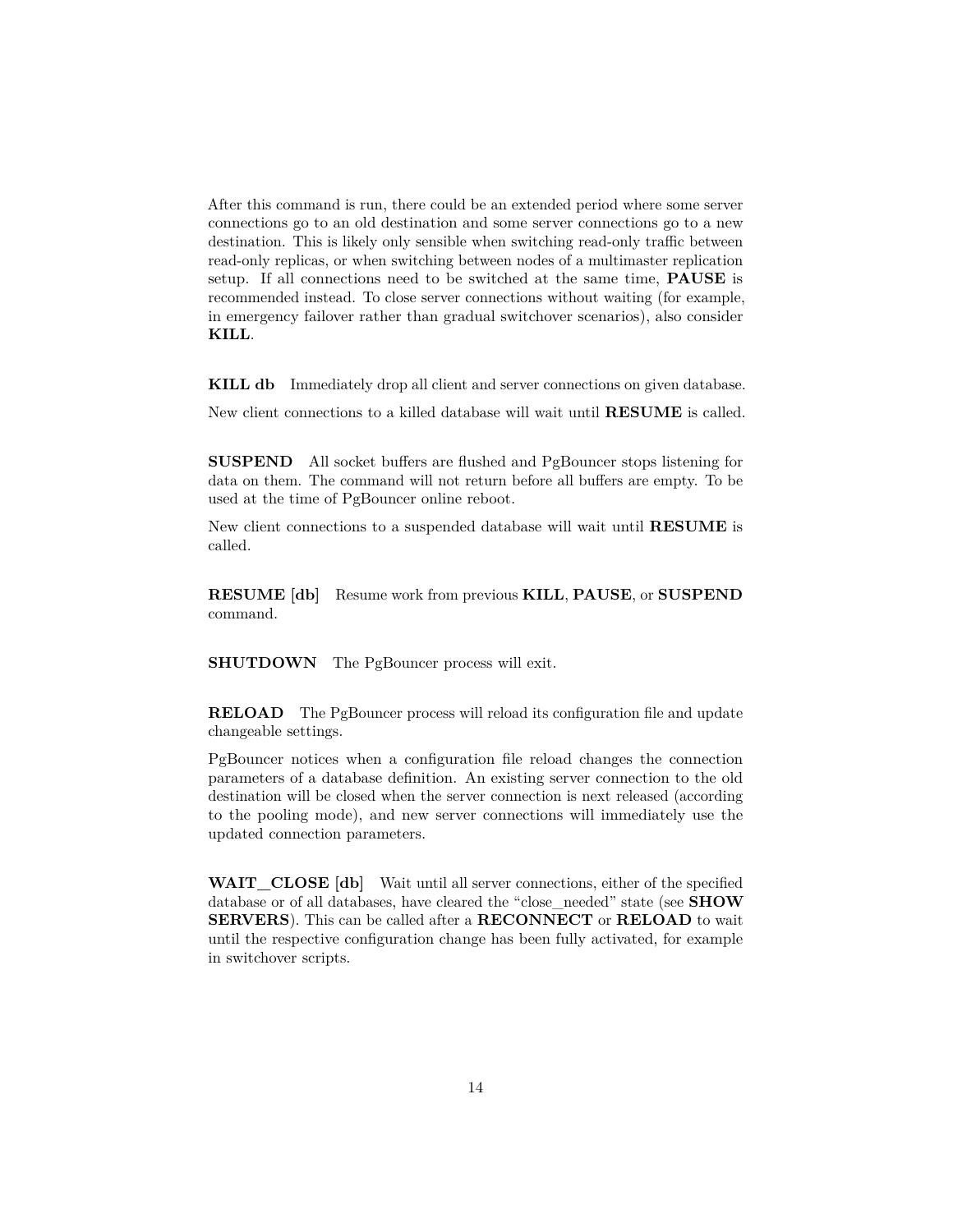After this command is run, there could be an extended period where some server connections go to an old destination and some server connections go to a new destination. This is likely only sensible when switching read-only traffic between read-only replicas, or when switching between nodes of a multimaster replication setup. If all connections need to be switched at the same time, **PAUSE** is recommended instead. To close server connections without waiting (for example, in emergency failover rather than gradual switchover scenarios), also consider **KILL**.

**KILL db** Immediately drop all client and server connections on given database.

New client connections to a killed database will wait until **RESUME** is called.

**SUSPEND** All socket buffers are flushed and PgBouncer stops listening for data on them. The command will not return before all buffers are empty. To be used at the time of PgBouncer online reboot.

New client connections to a suspended database will wait until **RESUME** is called.

**RESUME [db]** Resume work from previous **KILL**, **PAUSE**, or **SUSPEND** command.

**SHUTDOWN** The PgBouncer process will exit.

**RELOAD** The PgBouncer process will reload its configuration file and update changeable settings.

PgBouncer notices when a configuration file reload changes the connection parameters of a database definition. An existing server connection to the old destination will be closed when the server connection is next released (according to the pooling mode), and new server connections will immediately use the updated connection parameters.

**WAIT_CLOSE [db]** Wait until all server connections, either of the specified database or of all databases, have cleared the "close_needed" state (see **SHOW SERVERS**). This can be called after a **RECONNECT** or **RELOAD** to wait until the respective configuration change has been fully activated, for example in switchover scripts.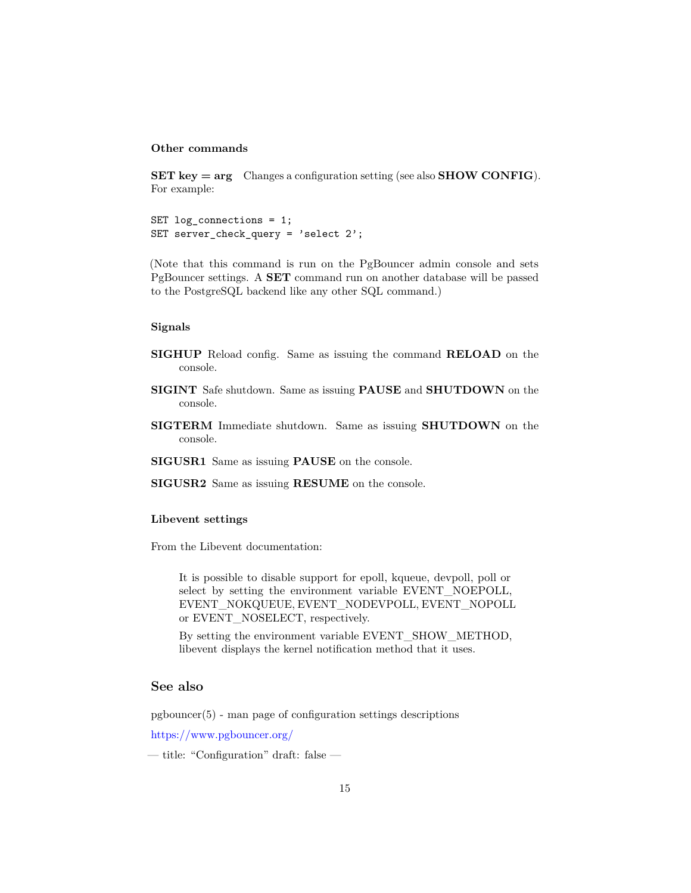#### Other commands

**SET key = arg** Changes a configuration setting (see also **SHOW CONFIG**). For example:

```
SET log_connections = 1;
SET server_check_query = 'select 2';
```

(Note that this command is run on the PgBouncer admin console and sets PgBouncer settings. A **SET** command run on another database will be passed to the PostgreSQL backend like any other SQL command.)

#### Signals

**SIGHUP** Reload config. Same as issuing the command **RELOAD** on the console.

**SIGINT** Safe shutdown. Same as issuing **PAUSE** and **SHUTDOWN** on the console.

**SIGTERM** Immediate shutdown. Same as issuing **SHUTDOWN** on the console.

**SIGUSR1** Same as issuing **PAUSE** on the console.

**SIGUSR2** Same as issuing **RESUME** on the console.

#### Libevent settings

From the Libevent documentation:

> It is possible to disable support for epoll, kqueue, devpoll, poll or select by setting the environment variable EVENT_NOEPOLL, EVENT_NOKQUEUE, EVENT_NODEVPOLL, EVENT_NOPOLL or EVENT_NOSELECT, respectively.
>
> By setting the environment variable EVENT_SHOW_METHOD, libevent displays the kernel notification method that it uses.

### See also

pgbouncer(5) - man page of configuration settings descriptions

https://www.pgbouncer.org/

— title: "Configuration" draft: false —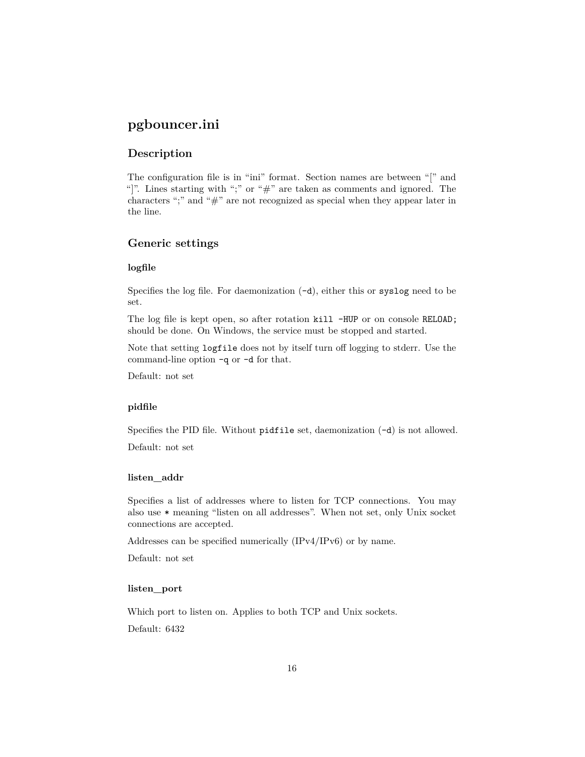# pgbouncer.ini

## Description

The configuration file is in "ini" format. Section names are between "[" and "]". Lines starting with ";" or "#" are taken as comments and ignored. The characters ";" and "#" are not recognized as special when they appear later in the line.

## Generic settings

### logfile

Specifies the log file. For daemonization (`-d`), either this or `syslog` need to be set.

The log file is kept open, so after rotation `kill -HUP` or on console `RELOAD;` should be done. On Windows, the service must be stopped and started.

Note that setting `logfile` does not by itself turn off logging to stderr. Use the command-line option `-q` or `-d` for that.

Default: not set

### pidfile

Specifies the PID file. Without `pidfile` set, daemonization (`-d`) is not allowed.

Default: not set

### listen_addr

Specifies a list of addresses where to listen for TCP connections. You may also use `*` meaning "listen on all addresses". When not set, only Unix socket connections are accepted.

Addresses can be specified numerically (IPv4/IPv6) or by name.

Default: not set

### listen_port

Which port to listen on. Applies to both TCP and Unix sockets.

Default: 6432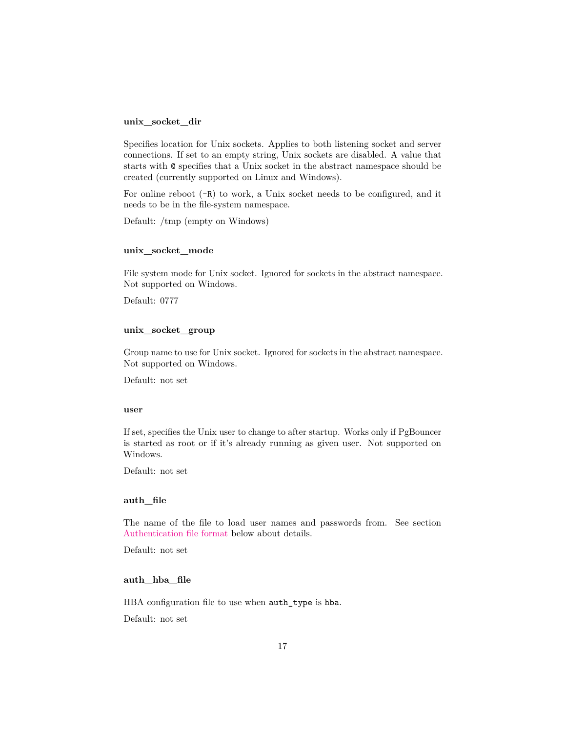#### unix_socket_dir

Specifies location for Unix sockets. Applies to both listening socket and server connections. If set to an empty string, Unix sockets are disabled. A value that starts with `@` specifies that a Unix socket in the abstract namespace should be created (currently supported on Linux and Windows).

For online reboot (`-R`) to work, a Unix socket needs to be configured, and it needs to be in the file-system namespace.

Default: /tmp (empty on Windows)

#### unix_socket_mode

File system mode for Unix socket. Ignored for sockets in the abstract namespace. Not supported on Windows.

Default: 0777

#### unix_socket_group

Group name to use for Unix socket. Ignored for sockets in the abstract namespace. Not supported on Windows.

Default: not set

#### user

If set, specifies the Unix user to change to after startup. Works only if PgBouncer is started as root or if it's already running as given user. Not supported on Windows.

Default: not set

#### auth_file

The name of the file to load user names and passwords from. See section Authentication file format below about details.

Default: not set

#### auth_hba_file

HBA configuration file to use when `auth_type` is `hba`.

Default: not set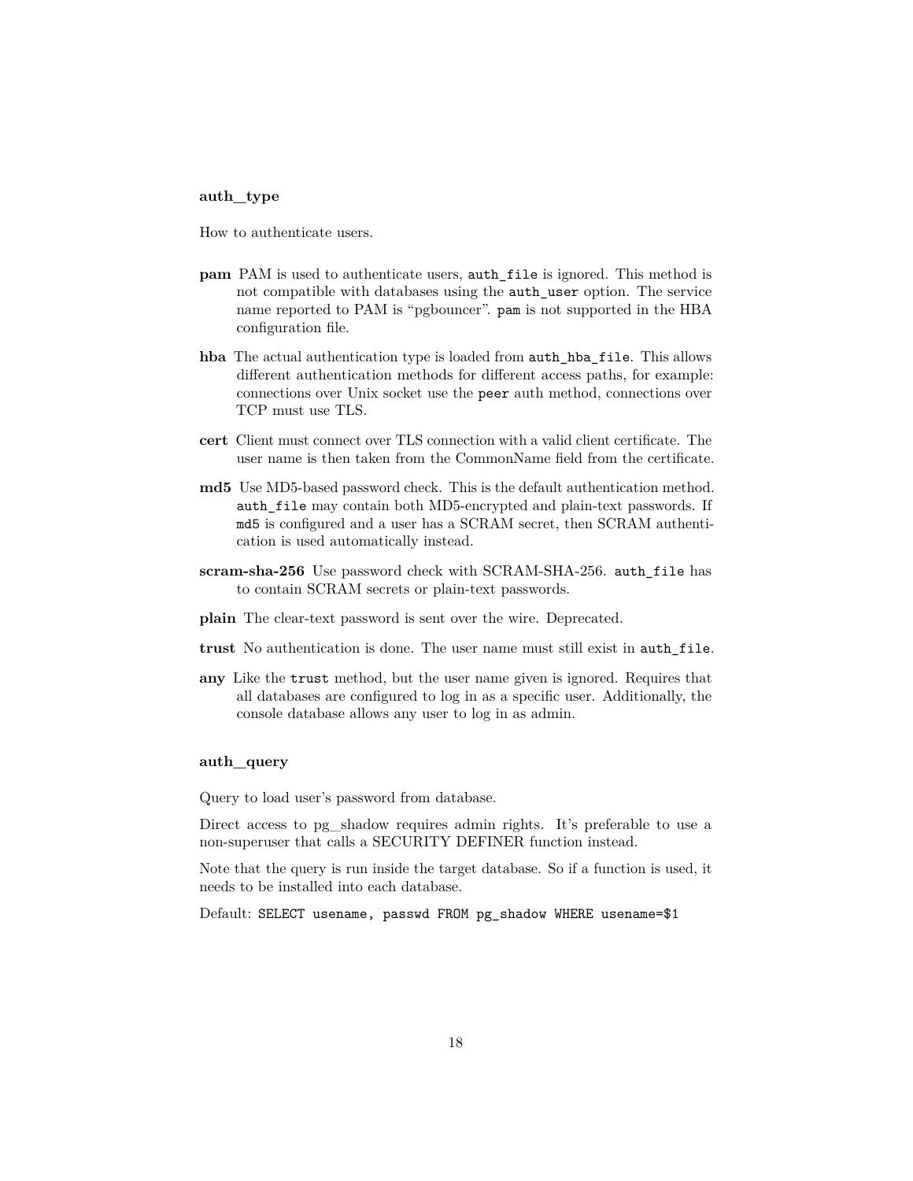#### auth_type

How to authenticate users.

**pam** PAM is used to authenticate users, `auth_file` is ignored. This method is not compatible with databases using the `auth_user` option. The service name reported to PAM is "pgbouncer". `pam` is not supported in the HBA configuration file.

**hba** The actual authentication type is loaded from `auth_hba_file`. This allows different authentication methods for different access paths, for example: connections over Unix socket use the `peer` auth method, connections over TCP must use TLS.

**cert** Client must connect over TLS connection with a valid client certificate. The user name is then taken from the CommonName field from the certificate.

**md5** Use MD5-based password check. This is the default authentication method. `auth_file` may contain both MD5-encrypted and plain-text passwords. If `md5` is configured and a user has a SCRAM secret, then SCRAM authentication is used automatically instead.

**scram-sha-256** Use password check with SCRAM-SHA-256. `auth_file` has to contain SCRAM secrets or plain-text passwords.

**plain** The clear-text password is sent over the wire. Deprecated.

**trust** No authentication is done. The user name must still exist in `auth_file`.

**any** Like the `trust` method, but the user name given is ignored. Requires that all databases are configured to log in as a specific user. Additionally, the console database allows any user to log in as admin.

#### auth_query

Query to load user's password from database.

Direct access to pg_shadow requires admin rights. It's preferable to use a non-superuser that calls a SECURITY DEFINER function instead.

Note that the query is run inside the target database. So if a function is used, it needs to be installed into each database.

Default: `SELECT usename, passwd FROM pg_shadow WHERE usename=$1`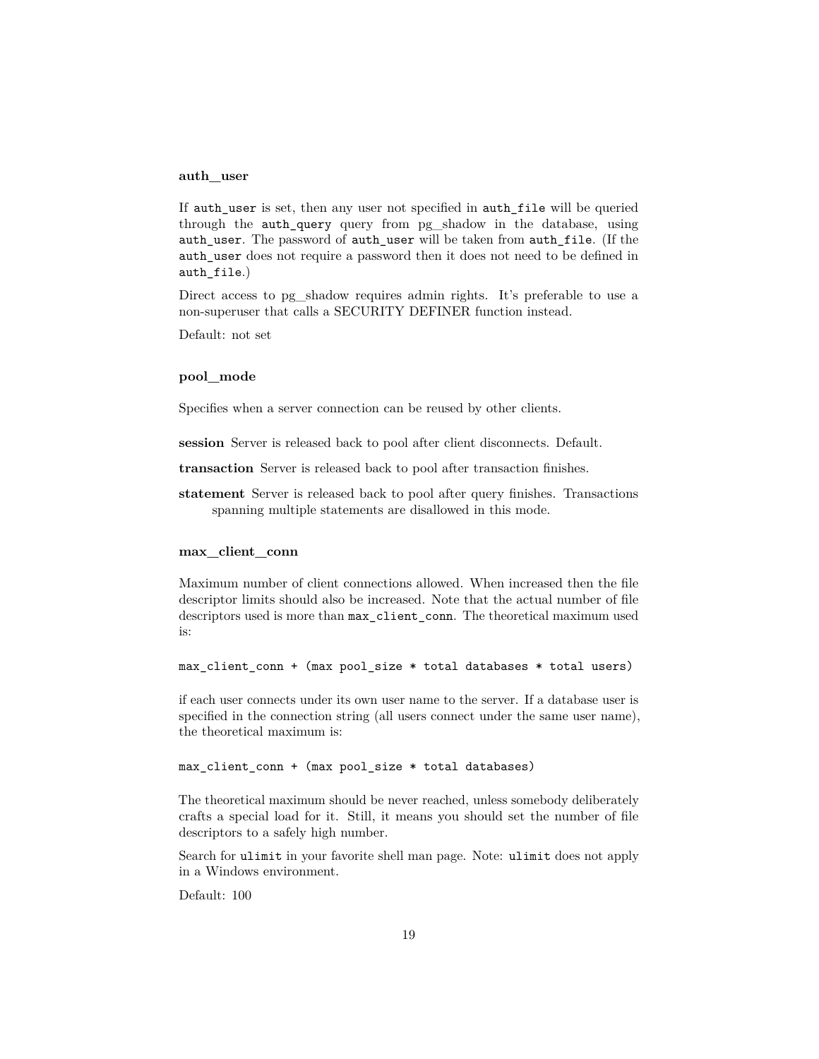#### auth_user

If `auth_user` is set, then any user not specified in `auth_file` will be queried through the `auth_query` query from pg_shadow in the database, using `auth_user`. The password of `auth_user` will be taken from `auth_file`. (If the `auth_user` does not require a password then it does not need to be defined in `auth_file`.)

Direct access to pg_shadow requires admin rights. It's preferable to use a non-superuser that calls a SECURITY DEFINER function instead.

Default: not set

#### pool_mode

Specifies when a server connection can be reused by other clients.

**session** Server is released back to pool after client disconnects. Default.

**transaction** Server is released back to pool after transaction finishes.

**statement** Server is released back to pool after query finishes. Transactions spanning multiple statements are disallowed in this mode.

#### max_client_conn

Maximum number of client connections allowed. When increased then the file descriptor limits should also be increased. Note that the actual number of file descriptors used is more than `max_client_conn`. The theoretical maximum used is:

```
max_client_conn + (max pool_size * total databases * total users)
```

if each user connects under its own user name to the server. If a database user is specified in the connection string (all users connect under the same user name), the theoretical maximum is:

```
max_client_conn + (max pool_size * total databases)
```

The theoretical maximum should be never reached, unless somebody deliberately crafts a special load for it. Still, it means you should set the number of file descriptors to a safely high number.

Search for `ulimit` in your favorite shell man page. Note: `ulimit` does not apply in a Windows environment.

Default: 100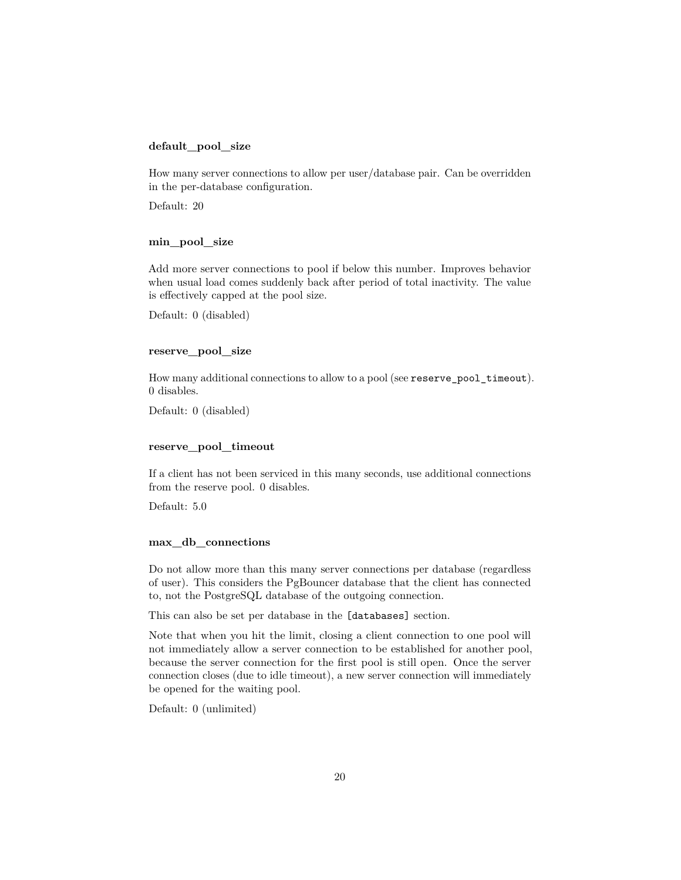#### default_pool_size

How many server connections to allow per user/database pair. Can be overridden in the per-database configuration.

Default: 20

#### min_pool_size

Add more server connections to pool if below this number. Improves behavior when usual load comes suddenly back after period of total inactivity. The value is effectively capped at the pool size.

Default: 0 (disabled)

#### reserve_pool_size

How many additional connections to allow to a pool (see `reserve_pool_timeout`). 0 disables.

Default: 0 (disabled)

#### reserve_pool_timeout

If a client has not been serviced in this many seconds, use additional connections from the reserve pool. 0 disables.

Default: 5.0

#### max_db_connections

Do not allow more than this many server connections per database (regardless of user). This considers the PgBouncer database that the client has connected to, not the PostgreSQL database of the outgoing connection.

This can also be set per database in the `[databases]` section.

Note that when you hit the limit, closing a client connection to one pool will not immediately allow a server connection to be established for another pool, because the server connection for the first pool is still open. Once the server connection closes (due to idle timeout), a new server connection will immediately be opened for the waiting pool.

Default: 0 (unlimited)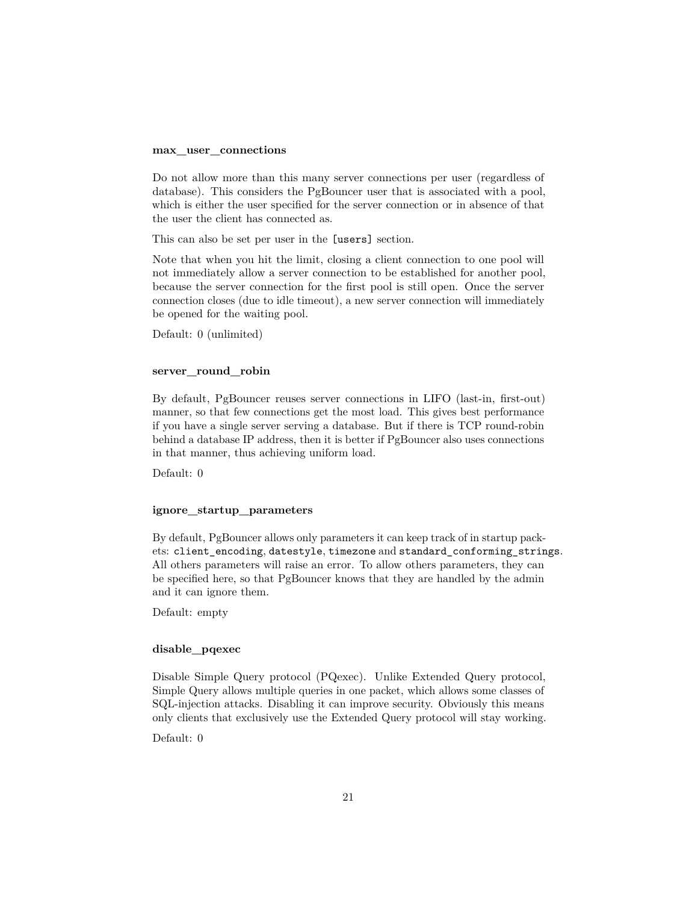#### max_user_connections

Do not allow more than this many server connections per user (regardless of database). This considers the PgBouncer user that is associated with a pool, which is either the user specified for the server connection or in absence of that the user the client has connected as.

This can also be set per user in the `[users]` section.

Note that when you hit the limit, closing a client connection to one pool will not immediately allow a server connection to be established for another pool, because the server connection for the first pool is still open. Once the server connection closes (due to idle timeout), a new server connection will immediately be opened for the waiting pool.

Default: 0 (unlimited)

#### server_round_robin

By default, PgBouncer reuses server connections in LIFO (last-in, first-out) manner, so that few connections get the most load. This gives best performance if you have a single server serving a database. But if there is TCP round-robin behind a database IP address, then it is better if PgBouncer also uses connections in that manner, thus achieving uniform load.

Default: 0

#### ignore_startup_parameters

By default, PgBouncer allows only parameters it can keep track of in startup packets: `client_encoding`, `datestyle`, `timezone` and `standard_conforming_strings`. All others parameters will raise an error. To allow others parameters, they can be specified here, so that PgBouncer knows that they are handled by the admin and it can ignore them.

Default: empty

#### disable_pqexec

Disable Simple Query protocol (PQexec). Unlike Extended Query protocol, Simple Query allows multiple queries in one packet, which allows some classes of SQL-injection attacks. Disabling it can improve security. Obviously this means only clients that exclusively use the Extended Query protocol will stay working.

Default: 0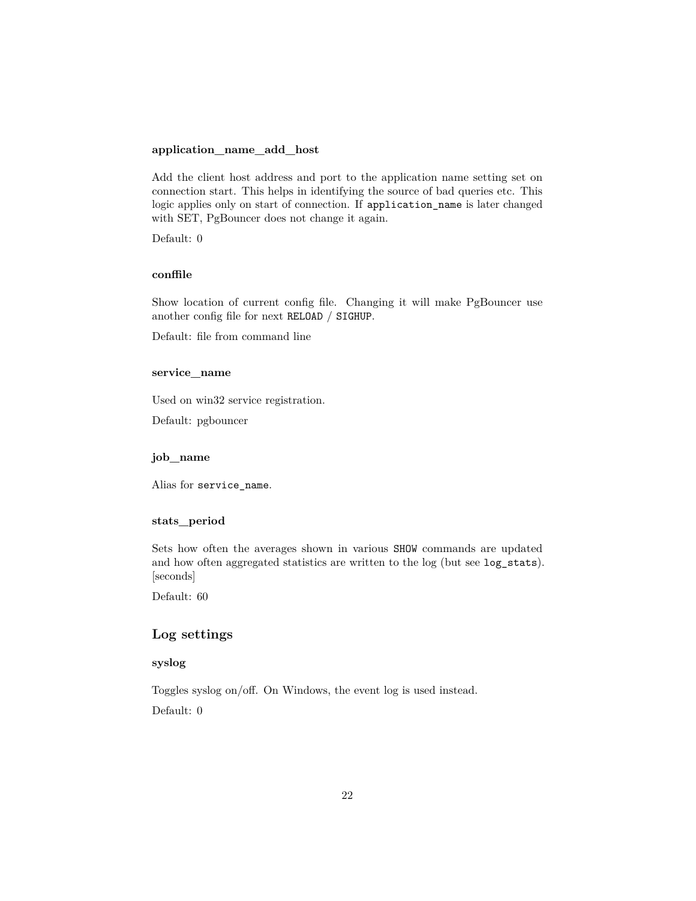#### application_name_add_host

Add the client host address and port to the application name setting set on connection start. This helps in identifying the source of bad queries etc. This logic applies only on start of connection. If `application_name` is later changed with SET, PgBouncer does not change it again.

Default: 0

#### conffile

Show location of current config file. Changing it will make PgBouncer use another config file for next `RELOAD` / `SIGHUP`.

Default: file from command line

#### service_name

Used on win32 service registration.

Default: pgbouncer

#### job_name

Alias for `service_name`.

#### stats_period

Sets how often the averages shown in various `SHOW` commands are updated and how often aggregated statistics are written to the log (but see `log_stats`). [seconds]

Default: 60

### Log settings

#### syslog

Toggles syslog on/off. On Windows, the event log is used instead.

Default: 0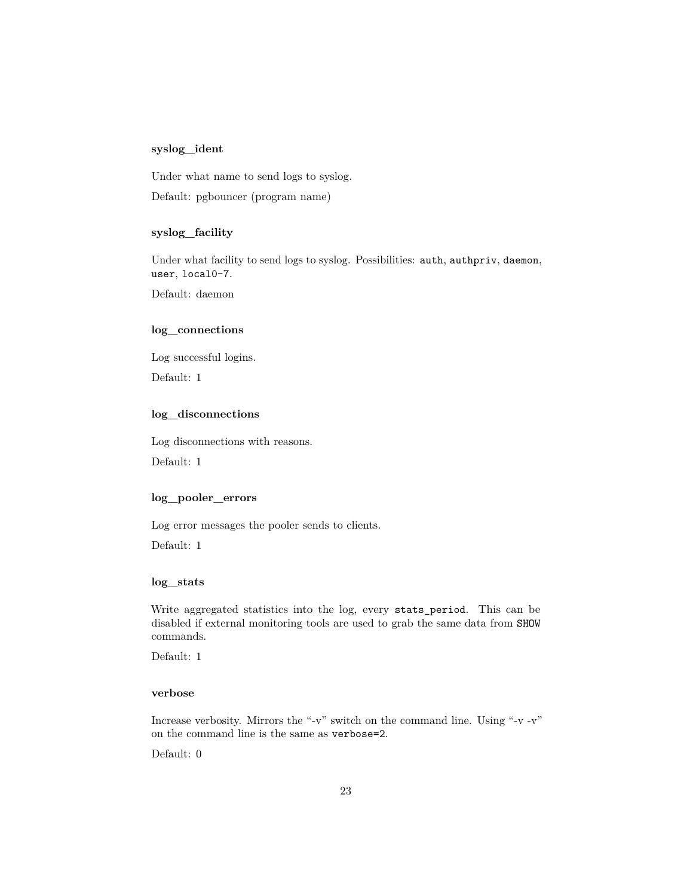#### syslog_ident

Under what name to send logs to syslog.

Default: pgbouncer (program name)

#### syslog_facility

Under what facility to send logs to syslog. Possibilities: `auth`, `authpriv`, `daemon`, `user`, `local0-7`.

Default: daemon

#### log_connections

Log successful logins.

Default: 1

#### log_disconnections

Log disconnections with reasons.

Default: 1

#### log_pooler_errors

Log error messages the pooler sends to clients.

Default: 1

#### log_stats

Write aggregated statistics into the log, every `stats_period`. This can be disabled if external monitoring tools are used to grab the same data from `SHOW` commands.

Default: 1

#### verbose

Increase verbosity. Mirrors the "-v" switch on the command line. Using "-v -v" on the command line is the same as `verbose=2`.

Default: 0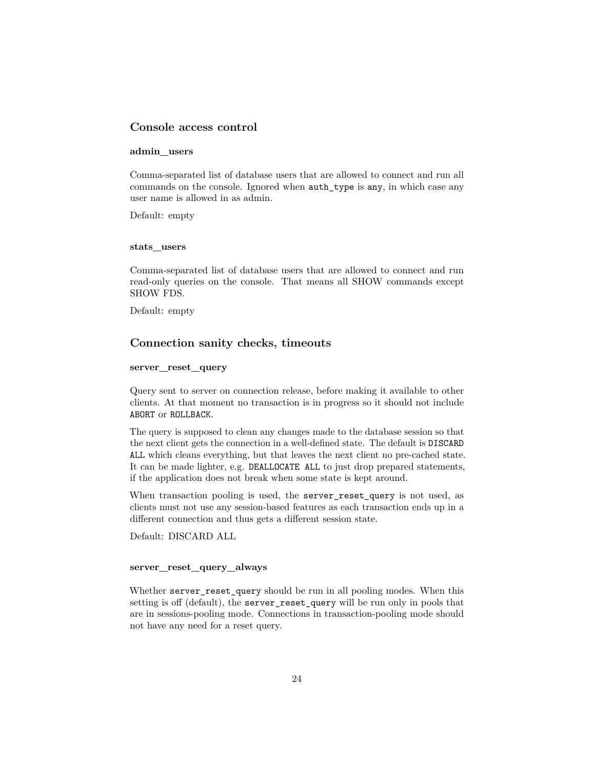## Console access control

### admin_users

Comma-separated list of database users that are allowed to connect and run all commands on the console. Ignored when `auth_type` is `any`, in which case any user name is allowed in as admin.

Default: empty

### stats_users

Comma-separated list of database users that are allowed to connect and run read-only queries on the console. That means all SHOW commands except SHOW FDS.

Default: empty

## Connection sanity checks, timeouts

### server_reset_query

Query sent to server on connection release, before making it available to other clients. At that moment no transaction is in progress so it should not include `ABORT` or `ROLLBACK`.

The query is supposed to clean any changes made to the database session so that the next client gets the connection in a well-defined state. The default is `DISCARD ALL` which cleans everything, but that leaves the next client no pre-cached state. It can be made lighter, e.g. `DEALLOCATE ALL` to just drop prepared statements, if the application does not break when some state is kept around.

When transaction pooling is used, the `server_reset_query` is not used, as clients must not use any session-based features as each transaction ends up in a different connection and thus gets a different session state.

Default: DISCARD ALL

### server_reset_query_always

Whether `server_reset_query` should be run in all pooling modes. When this setting is off (default), the `server_reset_query` will be run only in pools that are in sessions-pooling mode. Connections in transaction-pooling mode should not have any need for a reset query.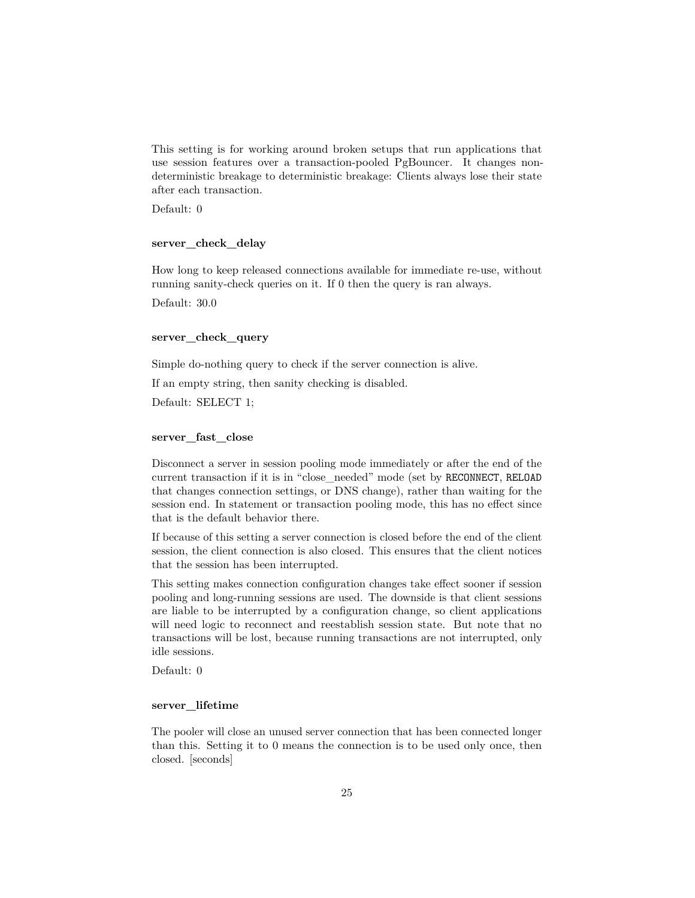This setting is for working around broken setups that run applications that use session features over a transaction-pooled PgBouncer. It changes non-deterministic breakage to deterministic breakage: Clients always lose their state after each transaction.

Default: 0

#### server_check_delay

How long to keep released connections available for immediate re-use, without running sanity-check queries on it. If 0 then the query is ran always.

Default: 30.0

#### server_check_query

Simple do-nothing query to check if the server connection is alive.

If an empty string, then sanity checking is disabled.

Default: SELECT 1;

#### server_fast_close

Disconnect a server in session pooling mode immediately or after the end of the current transaction if it is in "close_needed" mode (set by `RECONNECT`, `RELOAD` that changes connection settings, or DNS change), rather than waiting for the session end. In statement or transaction pooling mode, this has no effect since that is the default behavior there.

If because of this setting a server connection is closed before the end of the client session, the client connection is also closed. This ensures that the client notices that the session has been interrupted.

This setting makes connection configuration changes take effect sooner if session pooling and long-running sessions are used. The downside is that client sessions are liable to be interrupted by a configuration change, so client applications will need logic to reconnect and reestablish session state. But note that no transactions will be lost, because running transactions are not interrupted, only idle sessions.

Default: 0

#### server_lifetime

The pooler will close an unused server connection that has been connected longer than this. Setting it to 0 means the connection is to be used only once, then closed. [seconds]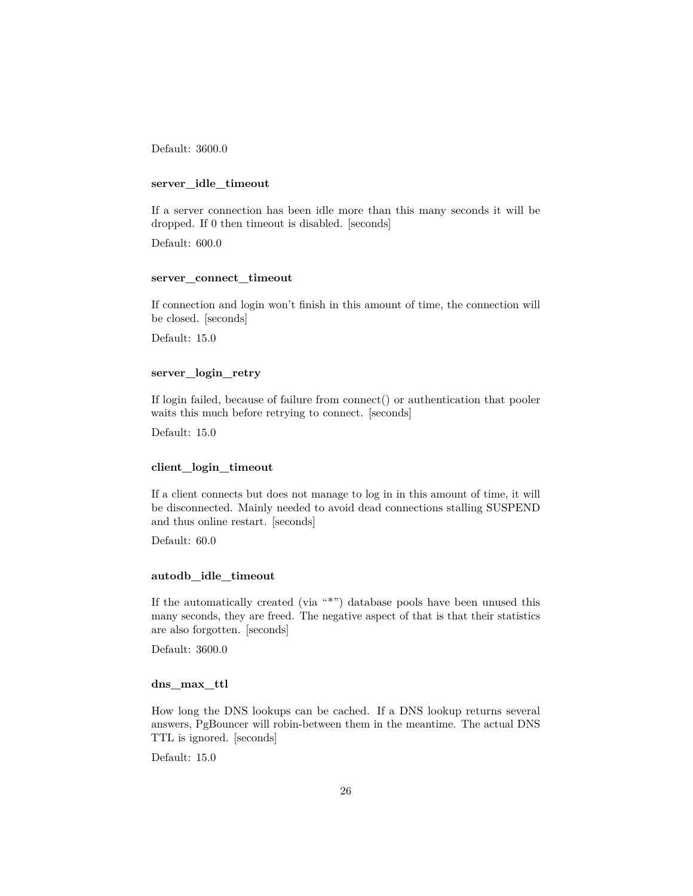Default: 3600.0

#### server_idle_timeout

If a server connection has been idle more than this many seconds it will be dropped. If 0 then timeout is disabled. [seconds]

Default: 600.0

#### server_connect_timeout

If connection and login won't finish in this amount of time, the connection will be closed. [seconds]

Default: 15.0

#### server_login_retry

If login failed, because of failure from connect() or authentication that pooler waits this much before retrying to connect. [seconds]

Default: 15.0

#### client_login_timeout

If a client connects but does not manage to log in in this amount of time, it will be disconnected. Mainly needed to avoid dead connections stalling SUSPEND and thus online restart. [seconds]

Default: 60.0

#### autodb_idle_timeout

If the automatically created (via "*") database pools have been unused this many seconds, they are freed. The negative aspect of that is that their statistics are also forgotten. [seconds]

Default: 3600.0

#### dns_max_ttl

How long the DNS lookups can be cached. If a DNS lookup returns several answers, PgBouncer will robin-between them in the meantime. The actual DNS TTL is ignored. [seconds]

Default: 15.0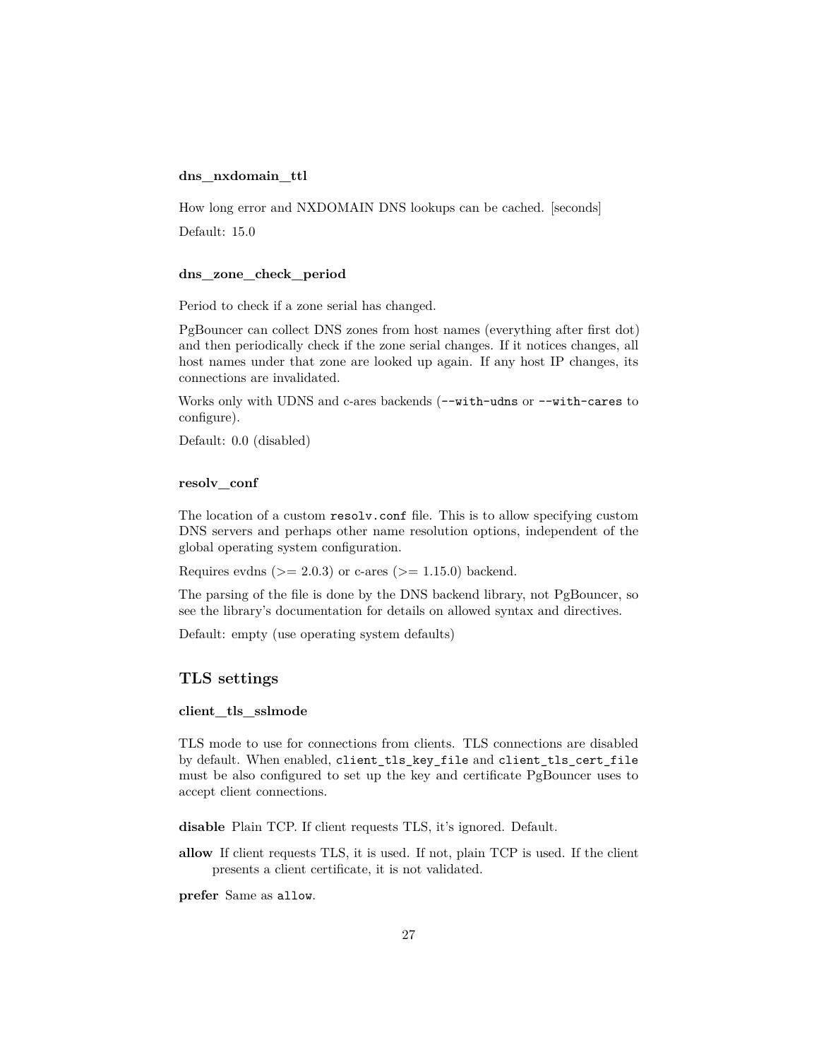#### dns_nxdomain_ttl

How long error and NXDOMAIN DNS lookups can be cached. [seconds]

Default: 15.0

#### dns_zone_check_period

Period to check if a zone serial has changed.

PgBouncer can collect DNS zones from host names (everything after first dot) and then periodically check if the zone serial changes. If it notices changes, all host names under that zone are looked up again. If any host IP changes, its connections are invalidated.

Works only with UDNS and c-ares backends (`--with-udns` or `--with-cares` to configure).

Default: 0.0 (disabled)

#### resolv_conf

The location of a custom `resolv.conf` file. This is to allow specifying custom DNS servers and perhaps other name resolution options, independent of the global operating system configuration.

Requires evdns (>= 2.0.3) or c-ares (>= 1.15.0) backend.

The parsing of the file is done by the DNS backend library, not PgBouncer, so see the library's documentation for details on allowed syntax and directives.

Default: empty (use operating system defaults)

### TLS settings

#### client_tls_sslmode

TLS mode to use for connections from clients. TLS connections are disabled by default. When enabled, `client_tls_key_file` and `client_tls_cert_file` must be also configured to set up the key and certificate PgBouncer uses to accept client connections.

**disable** Plain TCP. If client requests TLS, it's ignored. Default.

**allow** If client requests TLS, it is used. If not, plain TCP is used. If the client presents a client certificate, it is not validated.

**prefer** Same as `allow`.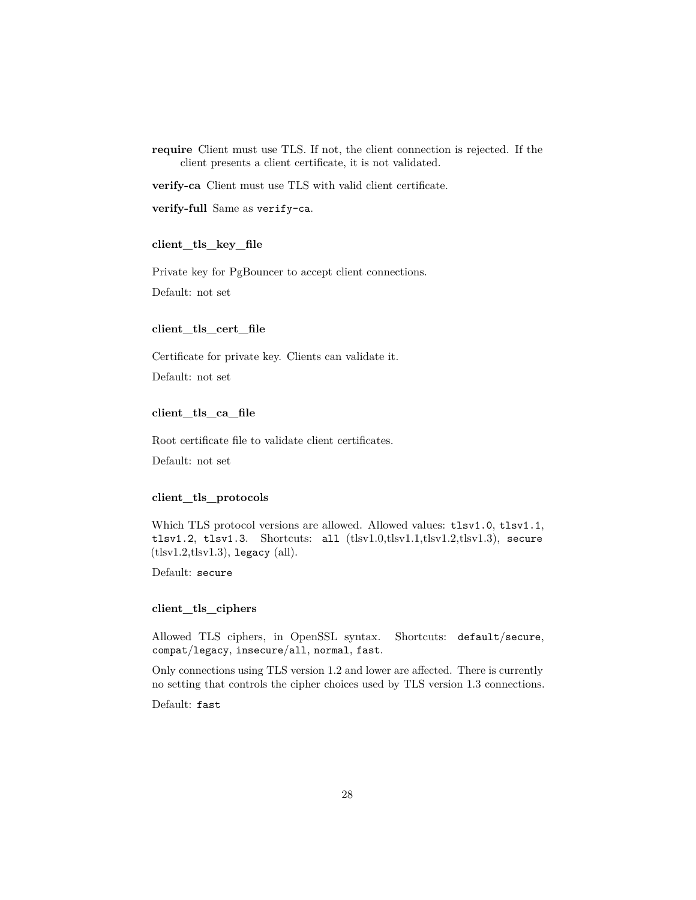**require** Client must use TLS. If not, the client connection is rejected. If the client presents a client certificate, it is not validated.

**verify-ca** Client must use TLS with valid client certificate.

**verify-full** Same as `verify-ca`.

#### client_tls_key_file

Private key for PgBouncer to accept client connections.

Default: not set

#### client_tls_cert_file

Certificate for private key. Clients can validate it.

Default: not set

#### client_tls_ca_file

Root certificate file to validate client certificates.

Default: not set

#### client_tls_protocols

Which TLS protocol versions are allowed. Allowed values: `tlsv1.0`, `tlsv1.1`, `tlsv1.2`, `tlsv1.3`. Shortcuts: `all` (tlsv1.0,tlsv1.1,tlsv1.2,tlsv1.3), `secure` (tlsv1.2,tlsv1.3), `legacy` (all).

Default: `secure`

#### client_tls_ciphers

Allowed TLS ciphers, in OpenSSL syntax. Shortcuts: `default`/`secure`, `compat`/`legacy`, `insecure`/`all`, `normal`, `fast`.

Only connections using TLS version 1.2 and lower are affected. There is currently no setting that controls the cipher choices used by TLS version 1.3 connections.

Default: `fast`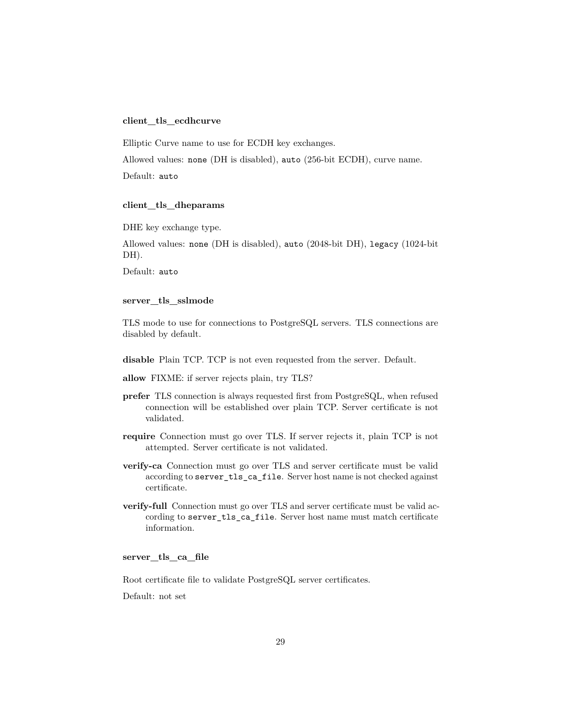### client_tls_ecdhcurve

Elliptic Curve name to use for ECDH key exchanges.

Allowed values: `none` (DH is disabled), `auto` (256-bit ECDH), curve name.

Default: `auto`

### client_tls_dheparams

DHE key exchange type.

Allowed values: `none` (DH is disabled), `auto` (2048-bit DH), `legacy` (1024-bit DH).

Default: `auto`

### server_tls_sslmode

TLS mode to use for connections to PostgreSQL servers. TLS connections are disabled by default.

**disable** Plain TCP. TCP is not even requested from the server. Default.

**allow** FIXME: if server rejects plain, try TLS?

**prefer** TLS connection is always requested first from PostgreSQL, when refused connection will be established over plain TCP. Server certificate is not validated.

**require** Connection must go over TLS. If server rejects it, plain TCP is not attempted. Server certificate is not validated.

**verify-ca** Connection must go over TLS and server certificate must be valid according to `server_tls_ca_file`. Server host name is not checked against certificate.

**verify-full** Connection must go over TLS and server certificate must be valid according to `server_tls_ca_file`. Server host name must match certificate information.

### server_tls_ca_file

Root certificate file to validate PostgreSQL server certificates.

Default: not set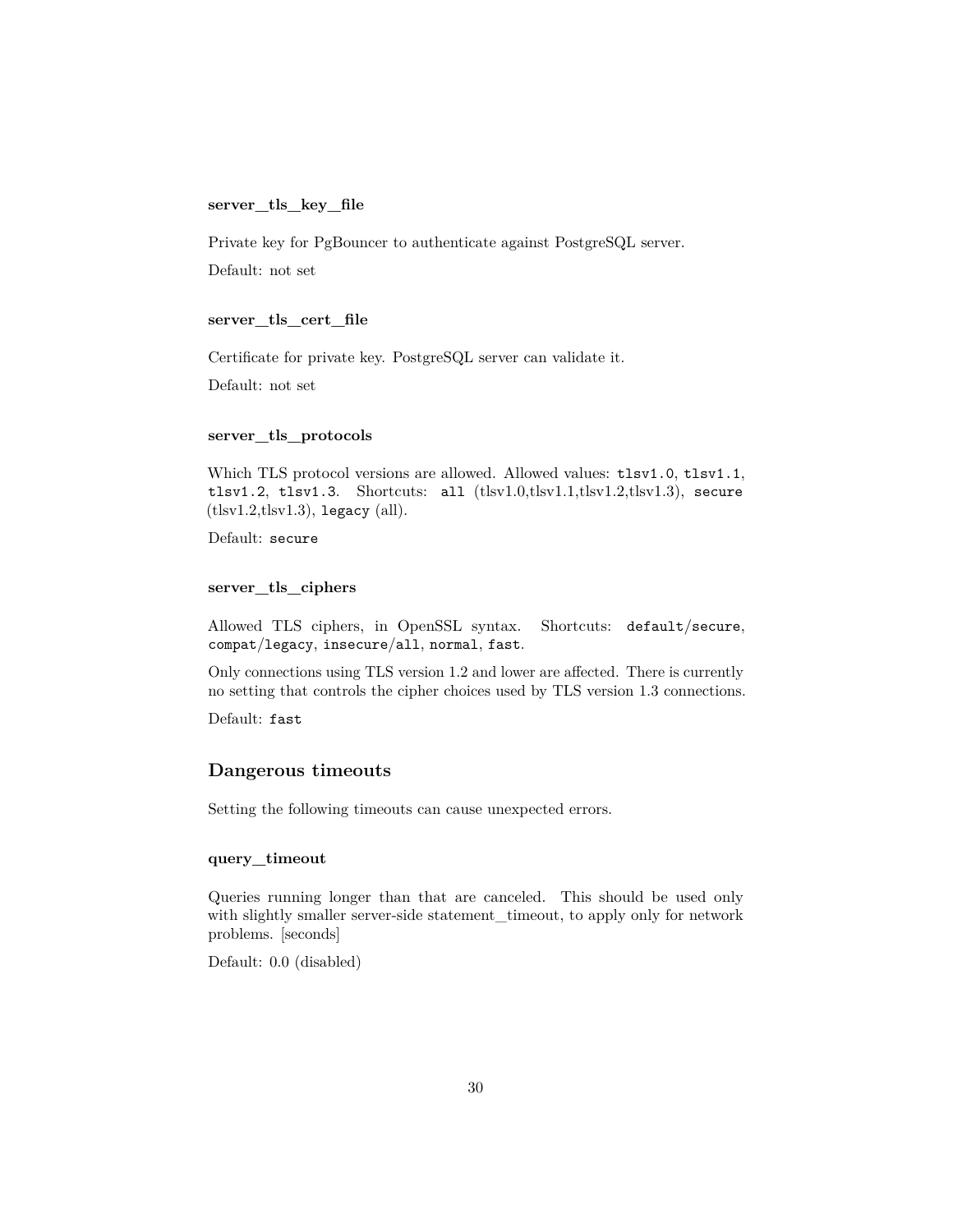#### server_tls_key_file

Private key for PgBouncer to authenticate against PostgreSQL server.

Default: not set

#### server_tls_cert_file

Certificate for private key. PostgreSQL server can validate it.

Default: not set

#### server_tls_protocols

Which TLS protocol versions are allowed. Allowed values: `tlsv1.0`, `tlsv1.1`, `tlsv1.2`, `tlsv1.3`. Shortcuts: `all` (tlsv1.0,tlsv1.1,tlsv1.2,tlsv1.3), `secure` (tlsv1.2,tlsv1.3), `legacy` (all).

Default: `secure`

#### server_tls_ciphers

Allowed TLS ciphers, in OpenSSL syntax. Shortcuts: `default`/`secure`, `compat`/`legacy`, `insecure`/`all`, `normal`, `fast`.

Only connections using TLS version 1.2 and lower are affected. There is currently no setting that controls the cipher choices used by TLS version 1.3 connections.

Default: `fast`

### Dangerous timeouts

Setting the following timeouts can cause unexpected errors.

#### query_timeout

Queries running longer than that are canceled. This should be used only with slightly smaller server-side statement_timeout, to apply only for network problems. [seconds]

Default: 0.0 (disabled)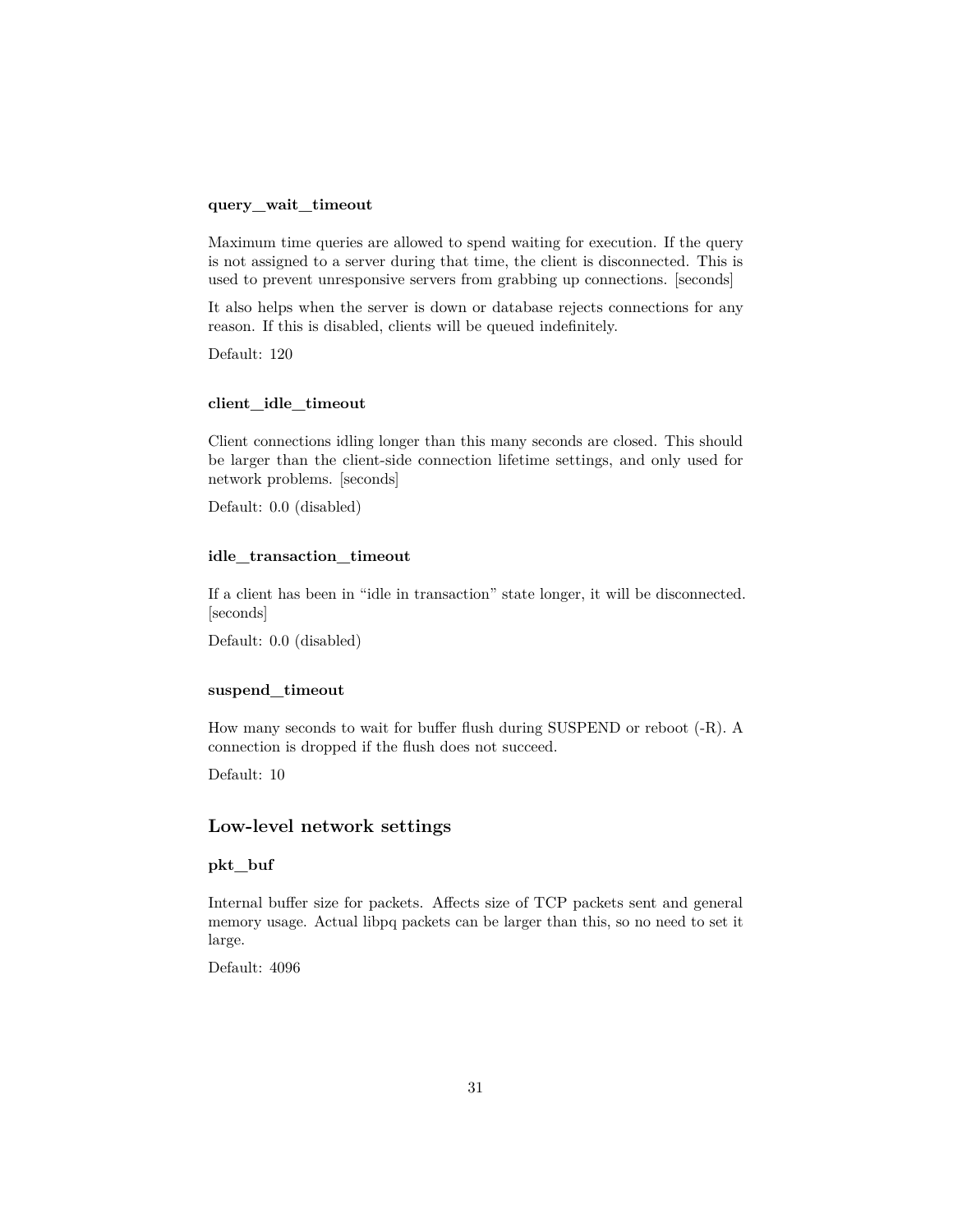#### query_wait_timeout

Maximum time queries are allowed to spend waiting for execution. If the query is not assigned to a server during that time, the client is disconnected. This is used to prevent unresponsive servers from grabbing up connections. [seconds]

It also helps when the server is down or database rejects connections for any reason. If this is disabled, clients will be queued indefinitely.

Default: 120

#### client_idle_timeout

Client connections idling longer than this many seconds are closed. This should be larger than the client-side connection lifetime settings, and only used for network problems. [seconds]

Default: 0.0 (disabled)

#### idle_transaction_timeout

If a client has been in "idle in transaction" state longer, it will be disconnected. [seconds]

Default: 0.0 (disabled)

#### suspend_timeout

How many seconds to wait for buffer flush during SUSPEND or reboot (-R). A connection is dropped if the flush does not succeed.

Default: 10

### Low-level network settings

#### pkt_buf

Internal buffer size for packets. Affects size of TCP packets sent and general memory usage. Actual libpq packets can be larger than this, so no need to set it large.

Default: 4096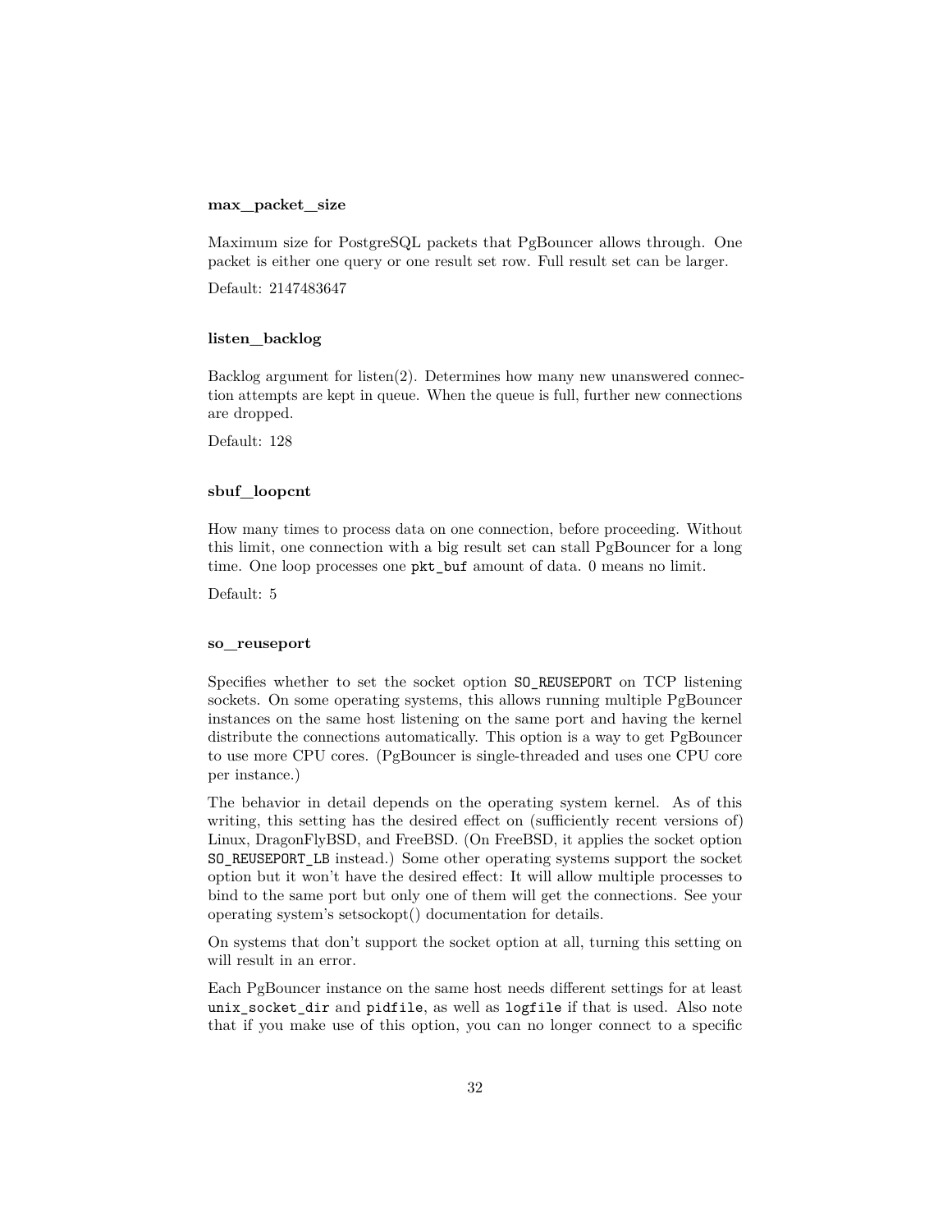#### max_packet_size

Maximum size for PostgreSQL packets that PgBouncer allows through. One packet is either one query or one result set row. Full result set can be larger.

Default: 2147483647

#### listen_backlog

Backlog argument for listen(2). Determines how many new unanswered connection attempts are kept in queue. When the queue is full, further new connections are dropped.

Default: 128

#### sbuf_loopcnt

How many times to process data on one connection, before proceeding. Without this limit, one connection with a big result set can stall PgBouncer for a long time. One loop processes one `pkt_buf` amount of data. 0 means no limit.

Default: 5

#### so_reuseport

Specifies whether to set the socket option `SO_REUSEPORT` on TCP listening sockets. On some operating systems, this allows running multiple PgBouncer instances on the same host listening on the same port and having the kernel distribute the connections automatically. This option is a way to get PgBouncer to use more CPU cores. (PgBouncer is single-threaded and uses one CPU core per instance.)

The behavior in detail depends on the operating system kernel. As of this writing, this setting has the desired effect on (sufficiently recent versions of) Linux, DragonFlyBSD, and FreeBSD. (On FreeBSD, it applies the socket option `SO_REUSEPORT_LB` instead.) Some other operating systems support the socket option but it won't have the desired effect: It will allow multiple processes to bind to the same port but only one of them will get the connections. See your operating system's setsockopt() documentation for details.

On systems that don't support the socket option at all, turning this setting on will result in an error.

Each PgBouncer instance on the same host needs different settings for at least `unix_socket_dir` and `pidfile`, as well as `logfile` if that is used. Also note that if you make use of this option, you can no longer connect to a specific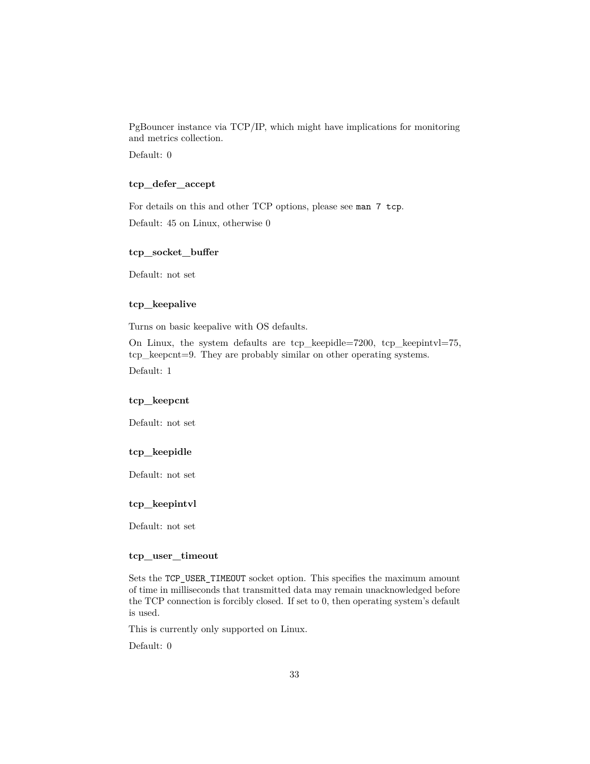PgBouncer instance via TCP/IP, which might have implications for monitoring and metrics collection.

Default: 0

#### tcp_defer_accept

For details on this and other TCP options, please see `man 7 tcp`.

Default: 45 on Linux, otherwise 0

#### tcp_socket_buffer

Default: not set

#### tcp_keepalive

Turns on basic keepalive with OS defaults.

On Linux, the system defaults are tcp_keepidle=7200, tcp_keepintvl=75, tcp_keepcnt=9. They are probably similar on other operating systems.

Default: 1

#### tcp_keepcnt

Default: not set

#### tcp_keepidle

Default: not set

#### tcp_keepintvl

Default: not set

#### tcp_user_timeout

Sets the `TCP_USER_TIMEOUT` socket option. This specifies the maximum amount of time in milliseconds that transmitted data may remain unacknowledged before the TCP connection is forcibly closed. If set to 0, then operating system's default is used.

This is currently only supported on Linux.

Default: 0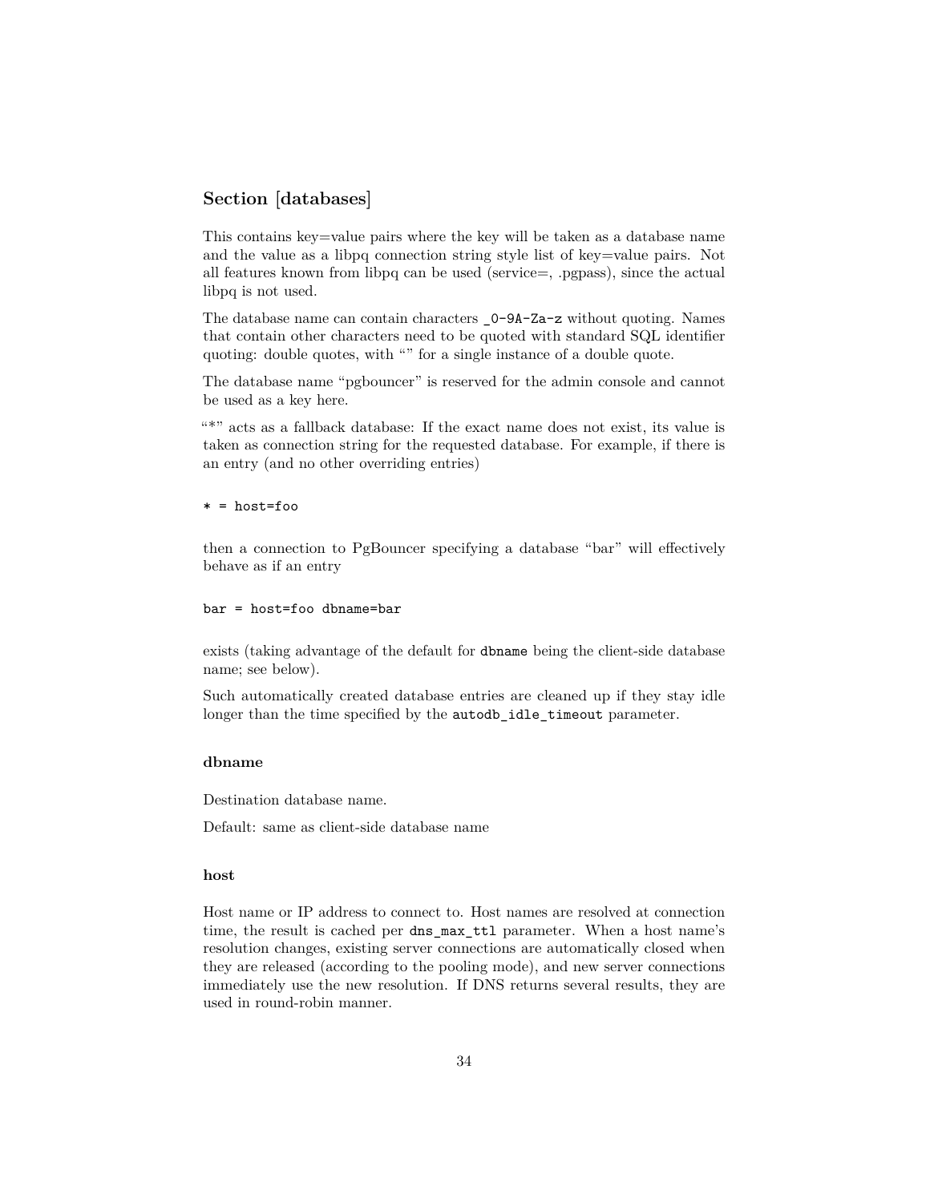## Section [databases]

This contains key=value pairs where the key will be taken as a database name and the value as a libpq connection string style list of key=value pairs. Not all features known from libpq can be used (service=, .pgpass), since the actual libpq is not used.

The database name can contain characters `_0-9A-Za-z` without quoting. Names that contain other characters need to be quoted with standard SQL identifier quoting: double quotes, with "" for a single instance of a double quote.

The database name "pgbouncer" is reserved for the admin console and cannot be used as a key here.

"*" acts as a fallback database: If the exact name does not exist, its value is taken as connection string for the requested database. For example, if there is an entry (and no other overriding entries)

```
* = host=foo
```

then a connection to PgBouncer specifying a database "bar" will effectively behave as if an entry

```
bar = host=foo dbname=bar
```

exists (taking advantage of the default for `dbname` being the client-side database name; see below).

Such automatically created database entries are cleaned up if they stay idle longer than the time specified by the `autodb_idle_timeout` parameter.

### dbname

Destination database name.

Default: same as client-side database name

### host

Host name or IP address to connect to. Host names are resolved at connection time, the result is cached per `dns_max_ttl` parameter. When a host name's resolution changes, existing server connections are automatically closed when they are released (according to the pooling mode), and new server connections immediately use the new resolution. If DNS returns several results, they are used in round-robin manner.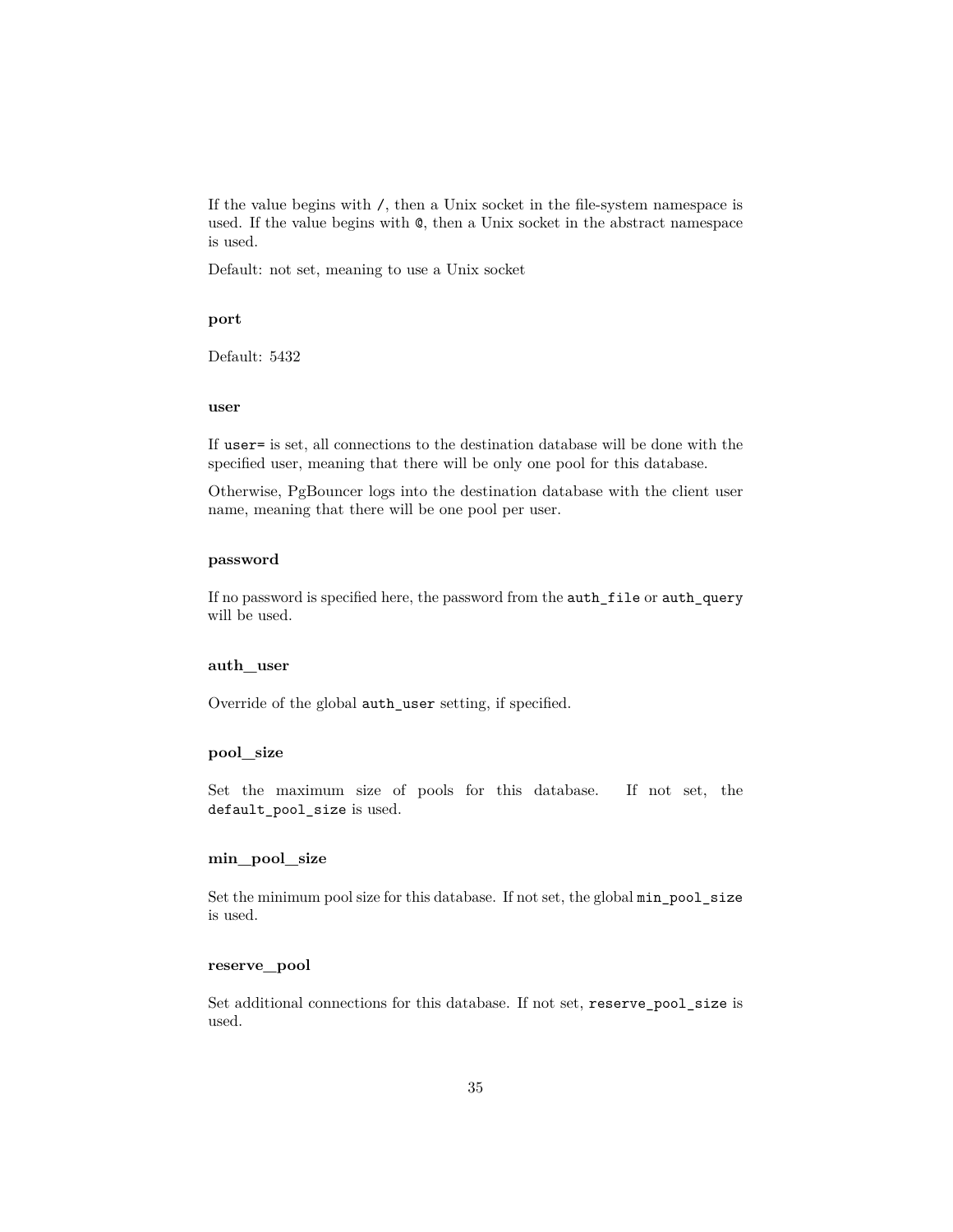If the value begins with `/`, then a Unix socket in the file-system namespace is used. If the value begins with `@`, then a Unix socket in the abstract namespace is used.

Default: not set, meaning to use a Unix socket

#### port

Default: 5432

#### user

If `user=` is set, all connections to the destination database will be done with the specified user, meaning that there will be only one pool for this database.

Otherwise, PgBouncer logs into the destination database with the client user name, meaning that there will be one pool per user.

#### password

If no password is specified here, the password from the `auth_file` or `auth_query` will be used.

#### auth_user

Override of the global `auth_user` setting, if specified.

#### pool_size

Set the maximum size of pools for this database. If not set, the `default_pool_size` is used.

#### min_pool_size

Set the minimum pool size for this database. If not set, the global `min_pool_size` is used.

#### reserve_pool

Set additional connections for this database. If not set, `reserve_pool_size` is used.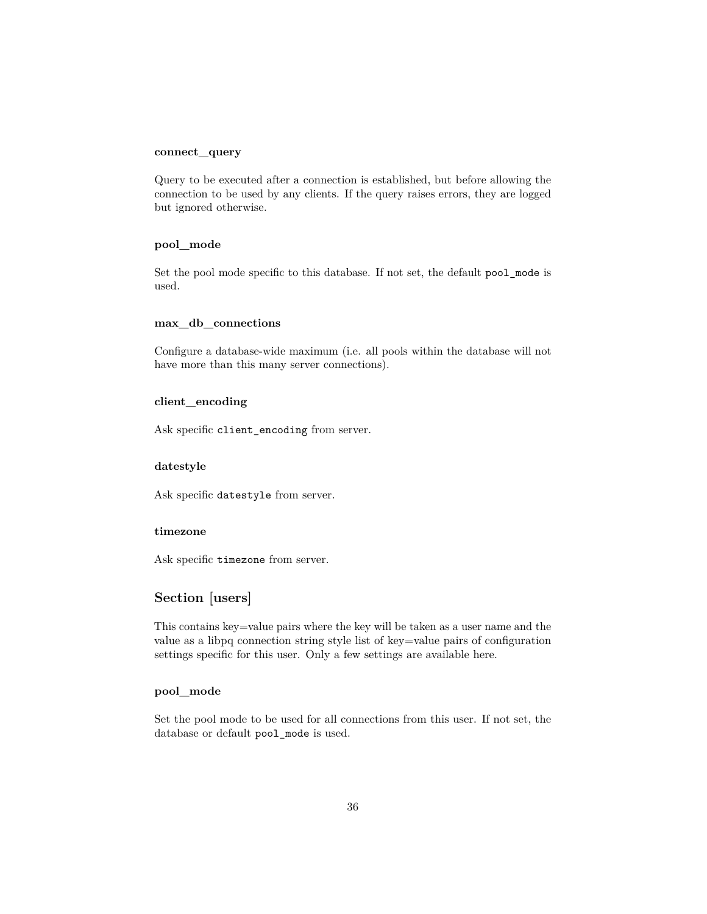#### connect_query

Query to be executed after a connection is established, but before allowing the connection to be used by any clients. If the query raises errors, they are logged but ignored otherwise.

#### pool_mode

Set the pool mode specific to this database. If not set, the default `pool_mode` is used.

#### max_db_connections

Configure a database-wide maximum (i.e. all pools within the database will not have more than this many server connections).

#### client_encoding

Ask specific `client_encoding` from server.

#### datestyle

Ask specific `datestyle` from server.

#### timezone

Ask specific `timezone` from server.

### Section [users]

This contains key=value pairs where the key will be taken as a user name and the value as a libpq connection string style list of key=value pairs of configuration settings specific for this user. Only a few settings are available here.

#### pool_mode

Set the pool mode to be used for all connections from this user. If not set, the database or default `pool_mode` is used.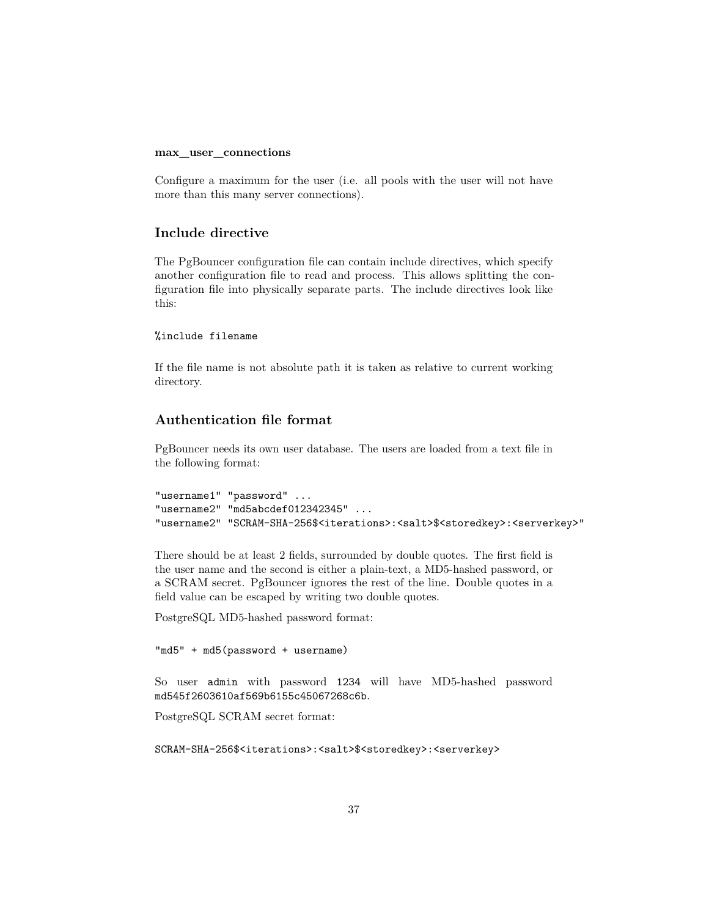**max_user_connections**

Configure a maximum for the user (i.e. all pools with the user will not have more than this many server connections).

## Include directive

The PgBouncer configuration file can contain include directives, which specify another configuration file to read and process. This allows splitting the configuration file into physically separate parts. The include directives look like this:

```
%include filename
```

If the file name is not absolute path it is taken as relative to current working directory.

## Authentication file format

PgBouncer needs its own user database. The users are loaded from a text file in the following format:

```
"username1" "password" ...
"username2" "md5abcdef012342345" ...
"username2" "SCRAM-SHA-256$<iterations>:<salt>$<storedkey>:<serverkey>"
```

There should be at least 2 fields, surrounded by double quotes. The first field is the user name and the second is either a plain-text, a MD5-hashed password, or a SCRAM secret. PgBouncer ignores the rest of the line. Double quotes in a field value can be escaped by writing two double quotes.

PostgreSQL MD5-hashed password format:

```
"md5" + md5(password + username)
```

So user `admin` with password `1234` will have MD5-hashed password `md545f2603610af569b6155c45067268c6b`.

PostgreSQL SCRAM secret format:

```
SCRAM-SHA-256$<iterations>:<salt>$<storedkey>:<serverkey>
```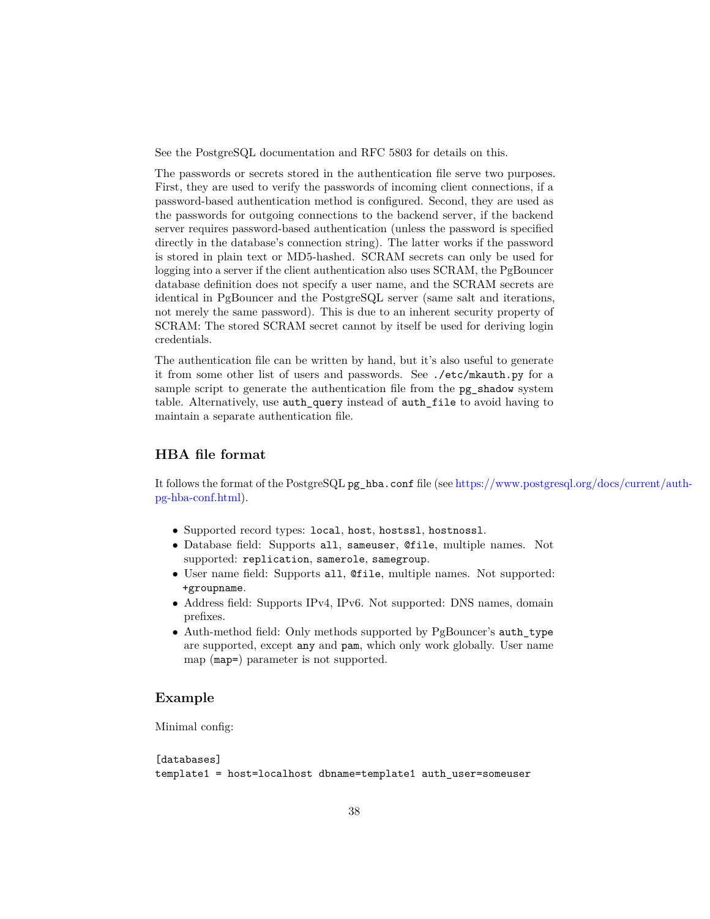See the PostgreSQL documentation and RFC 5803 for details on this.

The passwords or secrets stored in the authentication file serve two purposes. First, they are used to verify the passwords of incoming client connections, if a password-based authentication method is configured. Second, they are used as the passwords for outgoing connections to the backend server, if the backend server requires password-based authentication (unless the password is specified directly in the database's connection string). The latter works if the password is stored in plain text or MD5-hashed. SCRAM secrets can only be used for logging into a server if the client authentication also uses SCRAM, the PgBouncer database definition does not specify a user name, and the SCRAM secrets are identical in PgBouncer and the PostgreSQL server (same salt and iterations, not merely the same password). This is due to an inherent security property of SCRAM: The stored SCRAM secret cannot by itself be used for deriving login credentials.

The authentication file can be written by hand, but it's also useful to generate it from some other list of users and passwords. See `./etc/mkauth.py` for a sample script to generate the authentication file from the `pg_shadow` system table. Alternatively, use `auth_query` instead of `auth_file` to avoid having to maintain a separate authentication file.

## HBA file format

It follows the format of the PostgreSQL `pg_hba.conf` file (see https://www.postgresql.org/docs/current/auth-pg-hba-conf.html).

- Supported record types: `local`, `host`, `hostssl`, `hostnossl`.
- Database field: Supports `all`, `sameuser`, `@file`, multiple names. Not supported: `replication`, `samerole`, `samegroup`.
- User name field: Supports `all`, `@file`, multiple names. Not supported: `+groupname`.
- Address field: Supports IPv4, IPv6. Not supported: DNS names, domain prefixes.
- Auth-method field: Only methods supported by PgBouncer's `auth_type` are supported, except `any` and `pam`, which only work globally. User name map (`map=`) parameter is not supported.

## Example

Minimal config:

```
[databases]
template1 = host=localhost dbname=template1 auth_user=someuser
```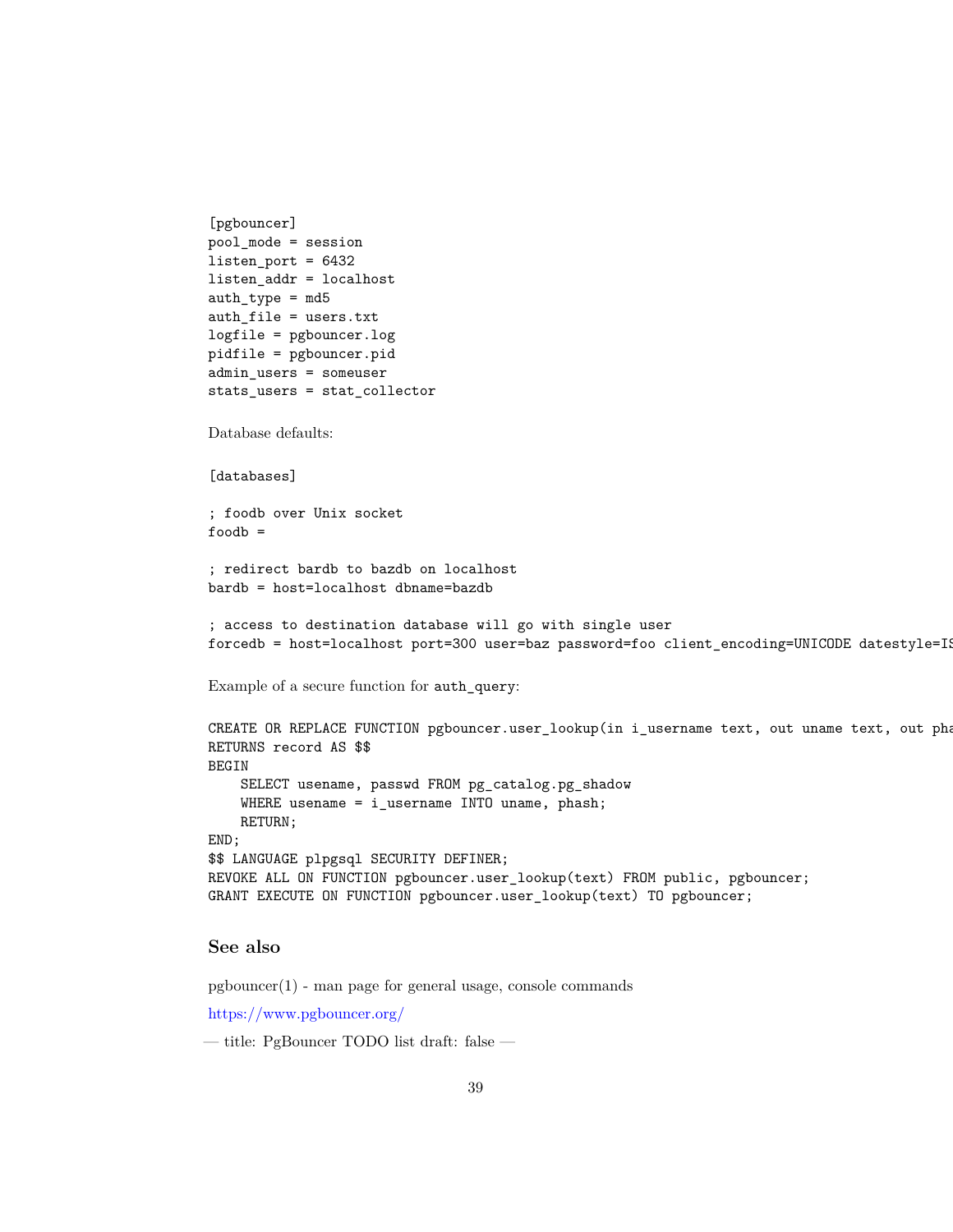```
[pgbouncer]
pool_mode = session
listen_port = 6432
listen_addr = localhost
auth_type = md5
auth_file = users.txt
logfile = pgbouncer.log
pidfile = pgbouncer.pid
admin_users = someuser
stats_users = stat_collector
```

Database defaults:

```
[databases]

; foodb over Unix socket
foodb =

; redirect bardb to bazdb on localhost
bardb = host=localhost dbname=bazdb

; access to destination database will go with single user
forcedb = host=localhost port=300 user=baz password=foo client_encoding=UNICODE datestyle=IS
```

Example of a secure function for `auth_query`:

```
CREATE OR REPLACE FUNCTION pgbouncer.user_lookup(in i_username text, out uname text, out pha
RETURNS record AS $$
BEGIN
    SELECT usename, passwd FROM pg_catalog.pg_shadow
    WHERE usename = i_username INTO uname, phash;
    RETURN;
END;
$$ LANGUAGE plpgsql SECURITY DEFINER;
REVOKE ALL ON FUNCTION pgbouncer.user_lookup(text) FROM public, pgbouncer;
GRANT EXECUTE ON FUNCTION pgbouncer.user_lookup(text) TO pgbouncer;
```

## See also

pgbouncer(1) - man page for general usage, console commands

https://www.pgbouncer.org/

— title: PgBouncer TODO list draft: false —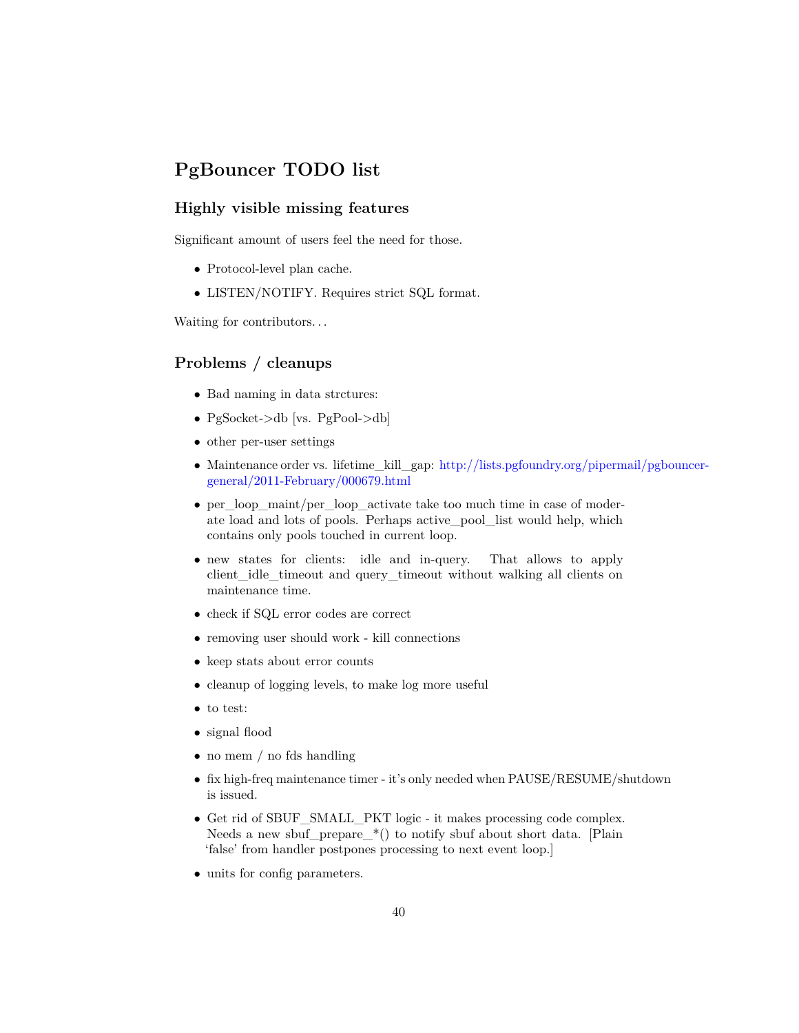## PgBouncer TODO list

### Highly visible missing features

Significant amount of users feel the need for those.

- Protocol-level plan cache.
- LISTEN/NOTIFY. Requires strict SQL format.

Waiting for contributors…

### Problems / cleanups

- Bad naming in data strctures:
- PgSocket->db [vs. PgPool->db]
- other per-user settings
- Maintenance order vs. lifetime_kill_gap: http://lists.pgfoundry.org/pipermail/pgbouncer-general/2011-February/000679.html
- per_loop_maint/per_loop_activate take too much time in case of moderate load and lots of pools. Perhaps active_pool_list would help, which contains only pools touched in current loop.
- new states for clients: idle and in-query. That allows to apply client_idle_timeout and query_timeout without walking all clients on maintenance time.
- check if SQL error codes are correct
- removing user should work - kill connections
- keep stats about error counts
- cleanup of logging levels, to make log more useful
- to test:
- signal flood
- no mem / no fds handling
- fix high-freq maintenance timer - it's only needed when PAUSE/RESUME/shutdown is issued.
- Get rid of SBUF_SMALL_PKT logic - it makes processing code complex. Needs a new sbuf_prepare_*() to notify sbuf about short data. [Plain 'false' from handler postpones processing to next event loop.]
- units for config parameters.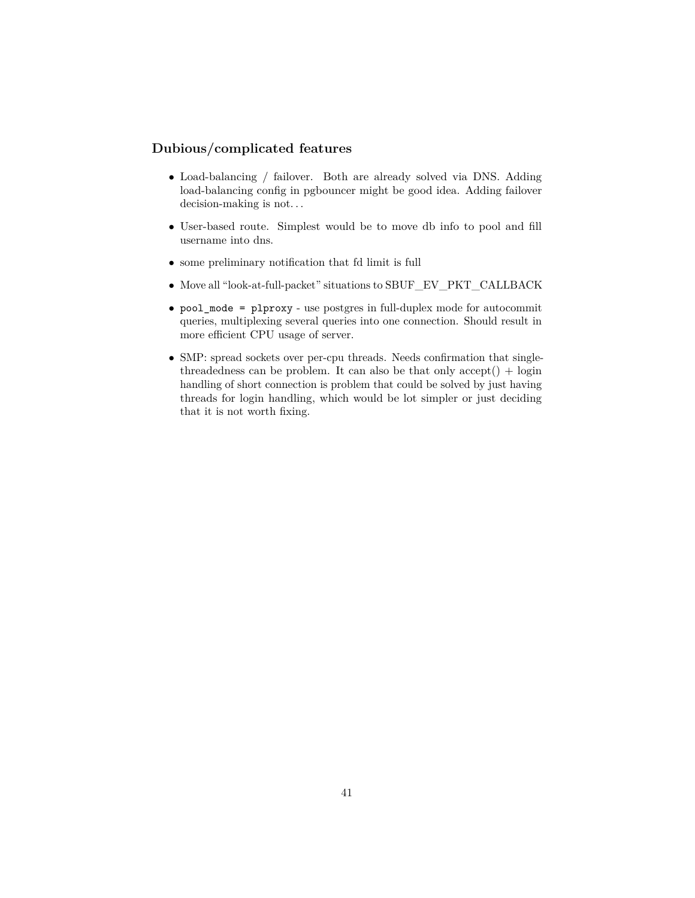### Dubious/complicated features

- Load-balancing / failover. Both are already solved via DNS. Adding load-balancing config in pgbouncer might be good idea. Adding failover decision-making is not…
- User-based route. Simplest would be to move db info to pool and fill username into dns.
- some preliminary notification that fd limit is full
- Move all "look-at-full-packet" situations to SBUF_EV_PKT_CALLBACK
- `pool_mode = plproxy` - use postgres in full-duplex mode for autocommit queries, multiplexing several queries into one connection. Should result in more efficient CPU usage of server.
- SMP: spread sockets over per-cpu threads. Needs confirmation that single-threadedness can be problem. It can also be that only accept() + login handling of short connection is problem that could be solved by just having threads for login handling, which would be lot simpler or just deciding that it is not worth fixing.